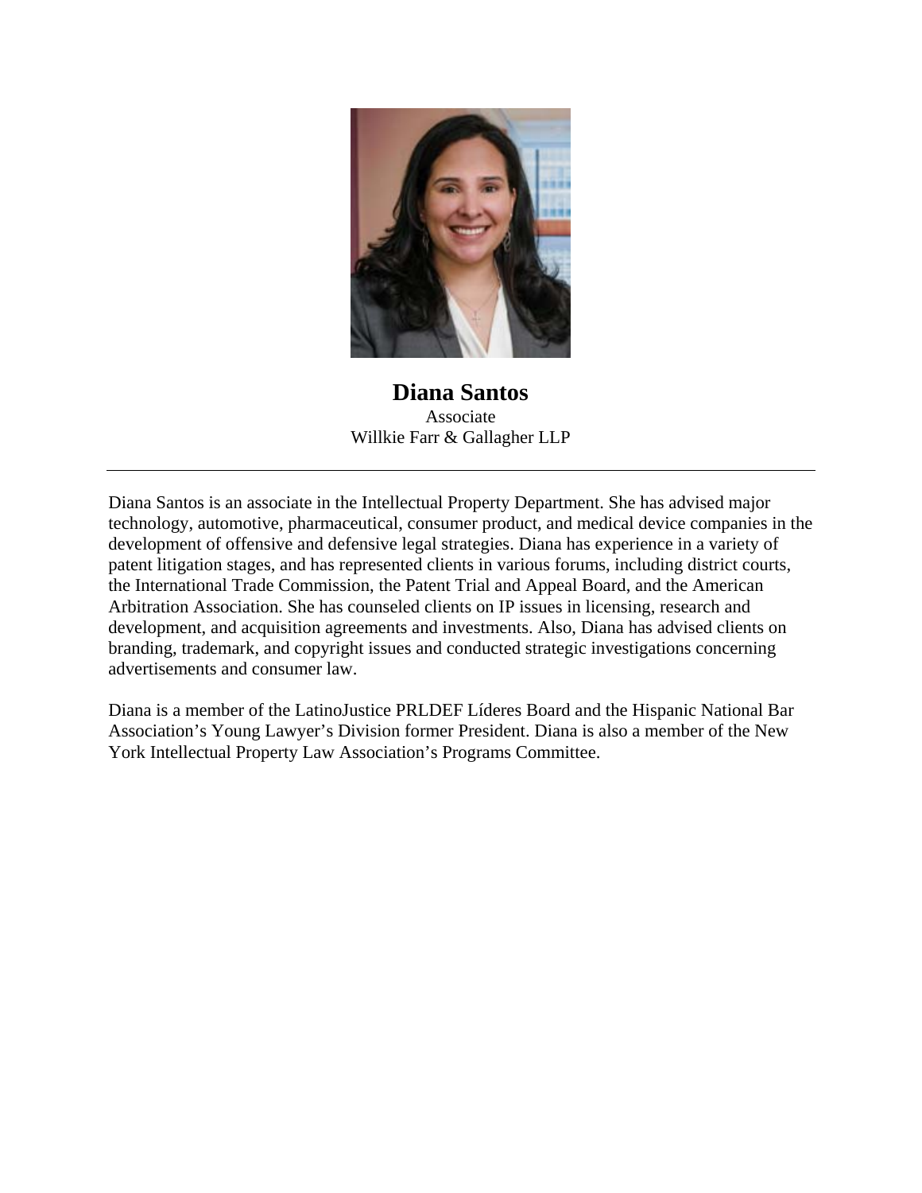# Diana Santos

Associate
Willkie Farr & Gallagher LLP

---

Diana Santos is an associate in the Intellectual Property Department. She has advised major technology, automotive, pharmaceutical, consumer product, and medical device companies in the development of offensive and defensive legal strategies. Diana has experience in a variety of patent litigation stages, and has represented clients in various forums, including district courts, the International Trade Commission, the Patent Trial and Appeal Board, and the American Arbitration Association. She has counseled clients on IP issues in licensing, research and development, and acquisition agreements and investments. Also, Diana has advised clients on branding, trademark, and copyright issues and conducted strategic investigations concerning advertisements and consumer law.

Diana is a member of the LatinoJustice PRLDEF Líderes Board and the Hispanic National Bar Association's Young Lawyer's Division former President. Diana is also a member of the New York Intellectual Property Law Association's Programs Committee.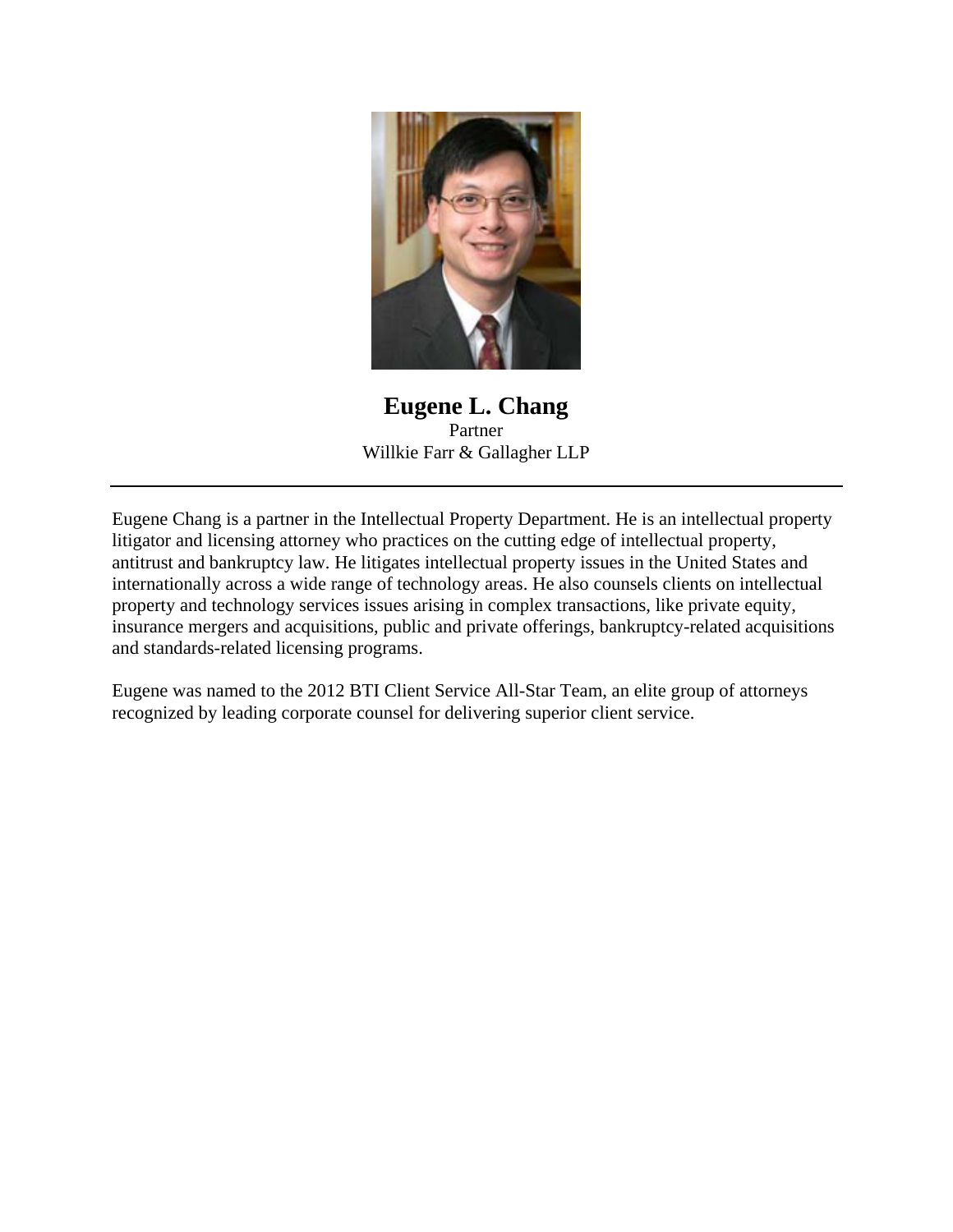# Eugene L. Chang

Partner

Willkie Farr & Gallagher LLP

---

Eugene Chang is a partner in the Intellectual Property Department. He is an intellectual property litigator and licensing attorney who practices on the cutting edge of intellectual property, antitrust and bankruptcy law. He litigates intellectual property issues in the United States and internationally across a wide range of technology areas. He also counsels clients on intellectual property and technology services issues arising in complex transactions, like private equity, insurance mergers and acquisitions, public and private offerings, bankruptcy-related acquisitions and standards-related licensing programs.

Eugene was named to the 2012 BTI Client Service All-Star Team, an elite group of attorneys recognized by leading corporate counsel for delivering superior client service.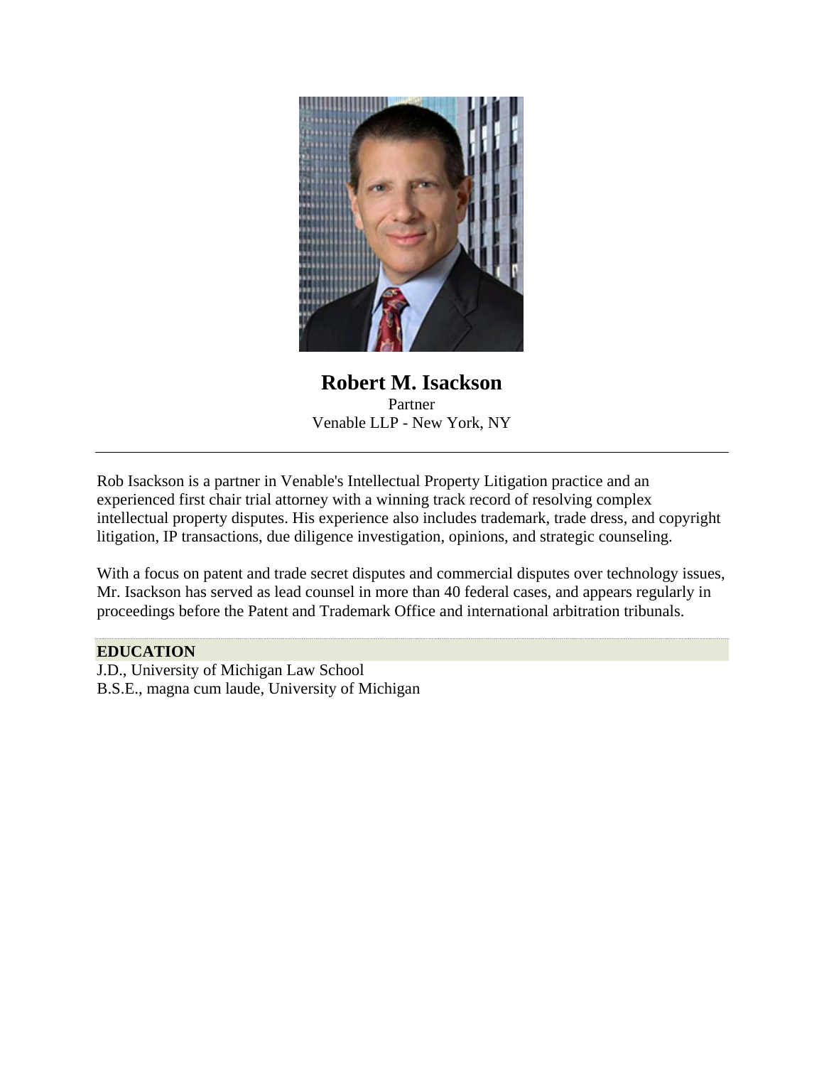# Robert M. Isackson

Partner

Venable LLP - New York, NY

---

Rob Isackson is a partner in Venable's Intellectual Property Litigation practice and an experienced first chair trial attorney with a winning track record of resolving complex intellectual property disputes. His experience also includes trademark, trade dress, and copyright litigation, IP transactions, due diligence investigation, opinions, and strategic counseling.

With a focus on patent and trade secret disputes and commercial disputes over technology issues, Mr. Isackson has served as lead counsel in more than 40 federal cases, and appears regularly in proceedings before the Patent and Trademark Office and international arbitration tribunals.

**EDUCATION**

J.D., University of Michigan Law School
B.S.E., magna cum laude, University of Michigan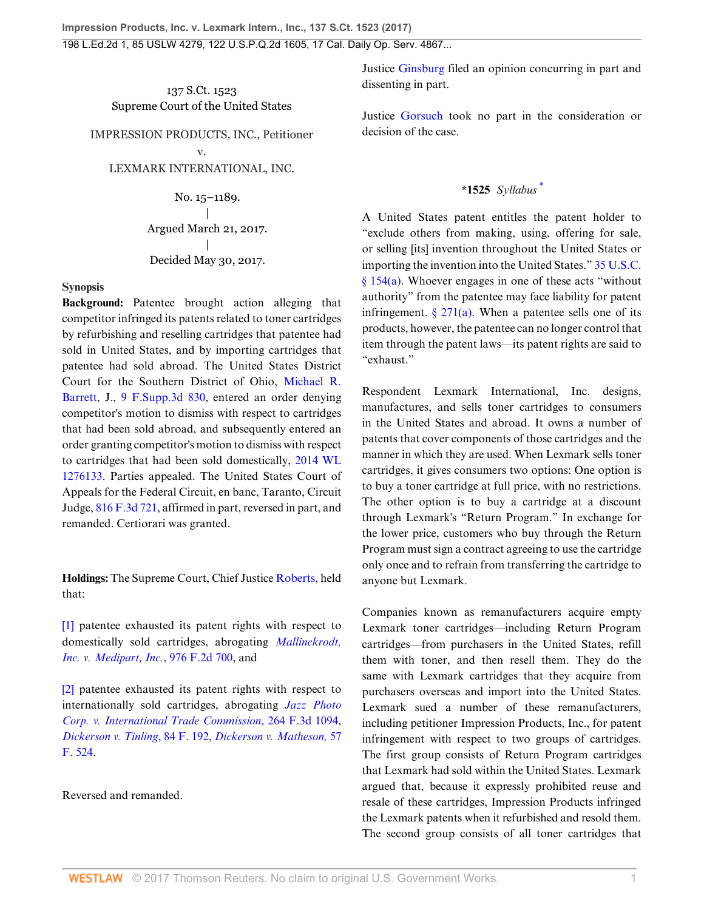137 S.Ct. 1523
Supreme Court of the United States

IMPRESSION PRODUCTS, INC., Petitioner
v.
LEXMARK INTERNATIONAL, INC.

No. 15–1189.
|
Argued March 21, 2017.
|
Decided May 30, 2017.

**Synopsis**

**Background:** Patentee brought action alleging that competitor infringed its patents related to toner cartridges by refurbishing and reselling cartridges that patentee had sold in United States, and by importing cartridges that patentee had sold abroad. The United States District Court for the Southern District of Ohio, Michael R. Barrett, J., 9 F.Supp.3d 830, entered an order denying competitor's motion to dismiss with respect to cartridges that had been sold abroad, and subsequently entered an order granting competitor's motion to dismiss with respect to cartridges that had been sold domestically, 2014 WL 1276133. Parties appealed. The United States Court of Appeals for the Federal Circuit, en banc, Taranto, Circuit Judge, 816 F.3d 721, affirmed in part, reversed in part, and remanded. Certiorari was granted.

**Holdings:** The Supreme Court, Chief Justice Roberts, held that:

[1] patentee exhausted its patent rights with respect to domestically sold cartridges, abrogating *Mallinckrodt, Inc. v. Medipart, Inc.*, 976 F.2d 700, and

[2] patentee exhausted its patent rights with respect to internationally sold cartridges, abrogating *Jazz Photo Corp. v. International Trade Commission*, 264 F.3d 1094, *Dickerson v. Tinling*, 84 F. 192, *Dickerson v. Matheson*, 57 F. 524.

Reversed and remanded.

Justice Ginsburg filed an opinion concurring in part and dissenting in part.

Justice Gorsuch took no part in the consideration or decision of the case.

**\*1525** *Syllabus* [*]

A United States patent entitles the patent holder to "exclude others from making, using, offering for sale, or selling [its] invention throughout the United States or importing the invention into the United States." 35 U.S.C. § 154(a). Whoever engages in one of these acts "without authority" from the patentee may face liability for patent infringement. § 271(a). When a patentee sells one of its products, however, the patentee can no longer control that item through the patent laws—its patent rights are said to "exhaust."

Respondent Lexmark International, Inc. designs, manufactures, and sells toner cartridges to consumers in the United States and abroad. It owns a number of patents that cover components of those cartridges and the manner in which they are used. When Lexmark sells toner cartridges, it gives consumers two options: One option is to buy a toner cartridge at full price, with no restrictions. The other option is to buy a cartridge at a discount through Lexmark's "Return Program." In exchange for the lower price, customers who buy through the Return Program must sign a contract agreeing to use the cartridge only once and to refrain from transferring the cartridge to anyone but Lexmark.

Companies known as remanufacturers acquire empty Lexmark toner cartridges—including Return Program cartridges—from purchasers in the United States, refill them with toner, and then resell them. They do the same with Lexmark cartridges that they acquire from purchasers overseas and import into the United States. Lexmark sued a number of these remanufacturers, including petitioner Impression Products, Inc., for patent infringement with respect to two groups of cartridges. The first group consists of Return Program cartridges that Lexmark had sold within the United States. Lexmark argued that, because it expressly prohibited reuse and resale of these cartridges, Impression Products infringed the Lexmark patents when it refurbished and resold them. The second group consists of all toner cartridges that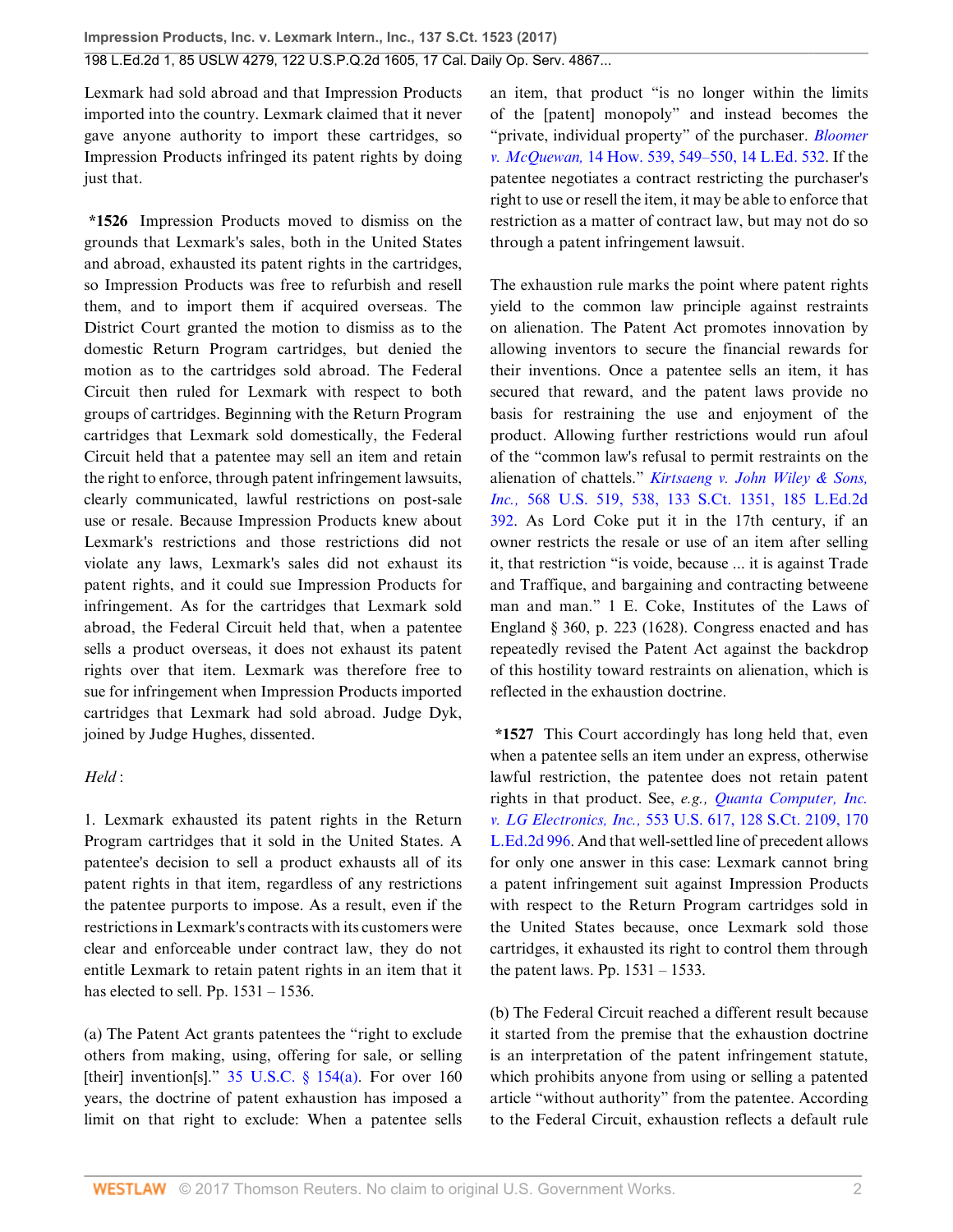Lexmark had sold abroad and that Impression Products imported into the country. Lexmark claimed that it never gave anyone authority to import these cartridges, so Impression Products infringed its patent rights by doing just that.

**\*1526** Impression Products moved to dismiss on the grounds that Lexmark's sales, both in the United States and abroad, exhausted its patent rights in the cartridges, so Impression Products was free to refurbish and resell them, and to import them if acquired overseas. The District Court granted the motion to dismiss as to the domestic Return Program cartridges, but denied the motion as to the cartridges sold abroad. The Federal Circuit then ruled for Lexmark with respect to both groups of cartridges. Beginning with the Return Program cartridges that Lexmark sold domestically, the Federal Circuit held that a patentee may sell an item and retain the right to enforce, through patent infringement lawsuits, clearly communicated, lawful restrictions on post-sale use or resale. Because Impression Products knew about Lexmark's restrictions and those restrictions did not violate any laws, Lexmark's sales did not exhaust its patent rights, and it could sue Impression Products for infringement. As for the cartridges that Lexmark sold abroad, the Federal Circuit held that, when a patentee sells a product overseas, it does not exhaust its patent rights over that item. Lexmark was therefore free to sue for infringement when Impression Products imported cartridges that Lexmark had sold abroad. Judge Dyk, joined by Judge Hughes, dissented.

*Held*:

1. Lexmark exhausted its patent rights in the Return Program cartridges that it sold in the United States. A patentee's decision to sell a product exhausts all of its patent rights in that item, regardless of any restrictions the patentee purports to impose. As a result, even if the restrictions in Lexmark's contracts with its customers were clear and enforceable under contract law, they do not entitle Lexmark to retain patent rights in an item that it has elected to sell. Pp. 1531 – 1536.

(a) The Patent Act grants patentees the "right to exclude others from making, using, offering for sale, or selling [their] invention[s]." 35 U.S.C. § 154(a). For over 160 years, the doctrine of patent exhaustion has imposed a limit on that right to exclude: When a patentee sells an item, that product "is no longer within the limits of the [patent] monopoly" and instead becomes the "private, individual property" of the purchaser. *Bloomer v. McQuewan,* 14 How. 539, 549–550, 14 L.Ed. 532. If the patentee negotiates a contract restricting the purchaser's right to use or resell the item, it may be able to enforce that restriction as a matter of contract law, but may not do so through a patent infringement lawsuit.

The exhaustion rule marks the point where patent rights yield to the common law principle against restraints on alienation. The Patent Act promotes innovation by allowing inventors to secure the financial rewards for their inventions. Once a patentee sells an item, it has secured that reward, and the patent laws provide no basis for restraining the use and enjoyment of the product. Allowing further restrictions would run afoul of the "common law's refusal to permit restraints on the alienation of chattels." *Kirtsaeng v. John Wiley & Sons, Inc.,* 568 U.S. 519, 538, 133 S.Ct. 1351, 185 L.Ed.2d 392. As Lord Coke put it in the 17th century, if an owner restricts the resale or use of an item after selling it, that restriction "is voide, because ... it is against Trade and Traffique, and bargaining and contracting betweene man and man." 1 E. Coke, Institutes of the Laws of England § 360, p. 223 (1628). Congress enacted and has repeatedly revised the Patent Act against the backdrop of this hostility toward restraints on alienation, which is reflected in the exhaustion doctrine.

**\*1527** This Court accordingly has long held that, even when a patentee sells an item under an express, otherwise lawful restriction, the patentee does not retain patent rights in that product. See, *e.g., Quanta Computer, Inc. v. LG Electronics, Inc.,* 553 U.S. 617, 128 S.Ct. 2109, 170 L.Ed.2d 996. And that well-settled line of precedent allows for only one answer in this case: Lexmark cannot bring a patent infringement suit against Impression Products with respect to the Return Program cartridges sold in the United States because, once Lexmark sold those cartridges, it exhausted its right to control them through the patent laws. Pp. 1531 – 1533.

(b) The Federal Circuit reached a different result because it started from the premise that the exhaustion doctrine is an interpretation of the patent infringement statute, which prohibits anyone from using or selling a patented article "without authority" from the patentee. According to the Federal Circuit, exhaustion reflects a default rule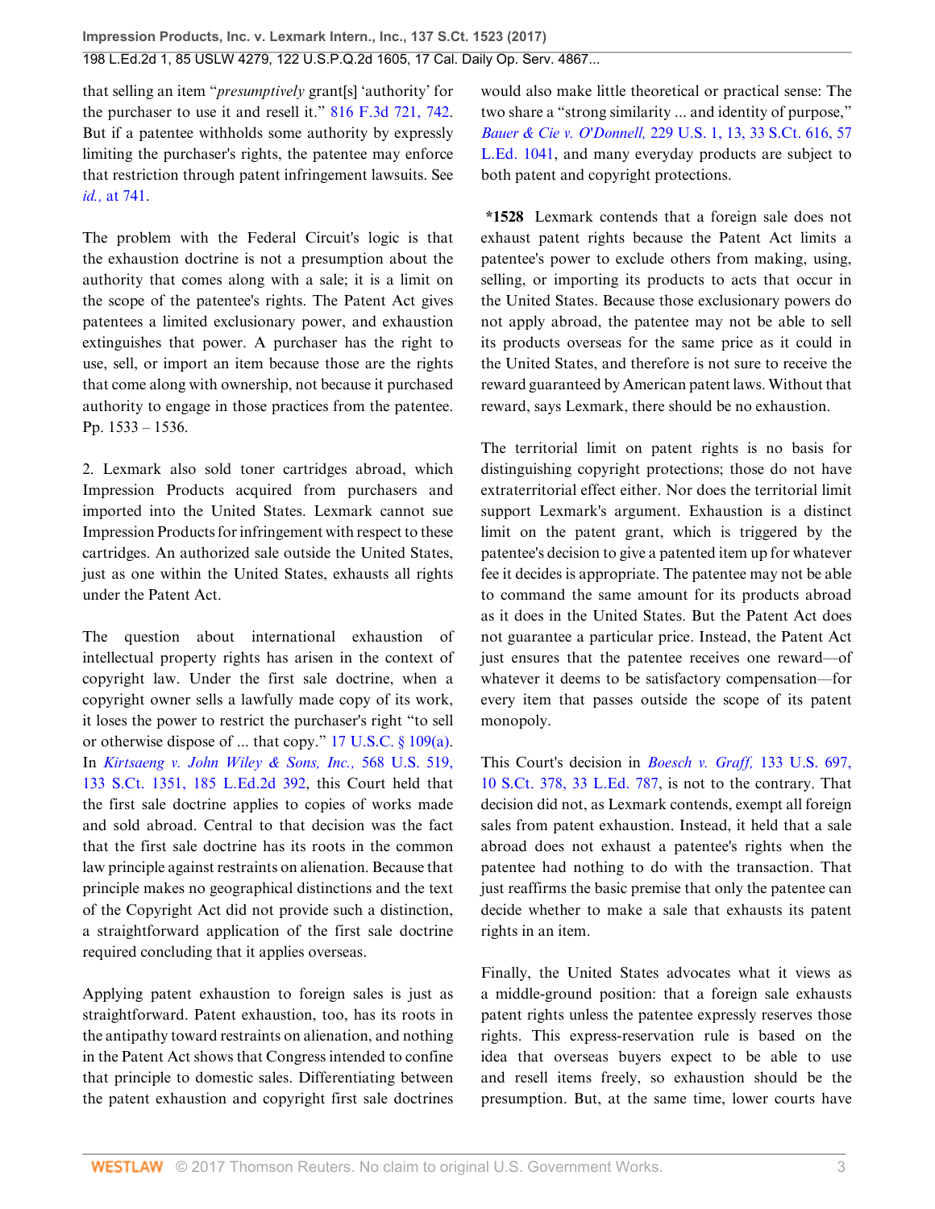that selling an item "*presumptively* grant[s] 'authority' for the purchaser to use it and resell it." 816 F.3d 721, 742. But if a patentee withholds some authority by expressly limiting the purchaser's rights, the patentee may enforce that restriction through patent infringement lawsuits. See *id.,* at 741.

The problem with the Federal Circuit's logic is that the exhaustion doctrine is not a presumption about the authority that comes along with a sale; it is a limit on the scope of the patentee's rights. The Patent Act gives patentees a limited exclusionary power, and exhaustion extinguishes that power. A purchaser has the right to use, sell, or import an item because those are the rights that come along with ownership, not because it purchased authority to engage in those practices from the patentee. Pp. 1533 – 1536.

2. Lexmark also sold toner cartridges abroad, which Impression Products acquired from purchasers and imported into the United States. Lexmark cannot sue Impression Products for infringement with respect to these cartridges. An authorized sale outside the United States, just as one within the United States, exhausts all rights under the Patent Act.

The question about international exhaustion of intellectual property rights has arisen in the context of copyright law. Under the first sale doctrine, when a copyright owner sells a lawfully made copy of its work, it loses the power to restrict the purchaser's right "to sell or otherwise dispose of ... that copy." 17 U.S.C. § 109(a). In *Kirtsaeng v. John Wiley & Sons, Inc.,* 568 U.S. 519, 133 S.Ct. 1351, 185 L.Ed.2d 392, this Court held that the first sale doctrine applies to copies of works made and sold abroad. Central to that decision was the fact that the first sale doctrine has its roots in the common law principle against restraints on alienation. Because that principle makes no geographical distinctions and the text of the Copyright Act did not provide such a distinction, a straightforward application of the first sale doctrine required concluding that it applies overseas.

Applying patent exhaustion to foreign sales is just as straightforward. Patent exhaustion, too, has its roots in the antipathy toward restraints on alienation, and nothing in the Patent Act shows that Congress intended to confine that principle to domestic sales. Differentiating between the patent exhaustion and copyright first sale doctrines would also make little theoretical or practical sense: The two share a "strong similarity ... and identity of purpose," *Bauer & Cie v. O'Donnell,* 229 U.S. 1, 13, 33 S.Ct. 616, 57 L.Ed. 1041, and many everyday products are subject to both patent and copyright protections.

**\*1528** Lexmark contends that a foreign sale does not exhaust patent rights because the Patent Act limits a patentee's power to exclude others from making, using, selling, or importing its products to acts that occur in the United States. Because those exclusionary powers do not apply abroad, the patentee may not be able to sell its products overseas for the same price as it could in the United States, and therefore is not sure to receive the reward guaranteed by American patent laws. Without that reward, says Lexmark, there should be no exhaustion.

The territorial limit on patent rights is no basis for distinguishing copyright protections; those do not have extraterritorial effect either. Nor does the territorial limit support Lexmark's argument. Exhaustion is a distinct limit on the patent grant, which is triggered by the patentee's decision to give a patented item up for whatever fee it decides is appropriate. The patentee may not be able to command the same amount for its products abroad as it does in the United States. But the Patent Act does not guarantee a particular price. Instead, the Patent Act just ensures that the patentee receives one reward—of whatever it deems to be satisfactory compensation—for every item that passes outside the scope of its patent monopoly.

This Court's decision in *Boesch v. Graff,* 133 U.S. 697, 10 S.Ct. 378, 33 L.Ed. 787, is not to the contrary. That decision did not, as Lexmark contends, exempt all foreign sales from patent exhaustion. Instead, it held that a sale abroad does not exhaust a patentee's rights when the patentee had nothing to do with the transaction. That just reaffirms the basic premise that only the patentee can decide whether to make a sale that exhausts its patent rights in an item.

Finally, the United States advocates what it views as a middle-ground position: that a foreign sale exhausts patent rights unless the patentee expressly reserves those rights. This express-reservation rule is based on the idea that overseas buyers expect to be able to use and resell items freely, so exhaustion should be the presumption. But, at the same time, lower courts have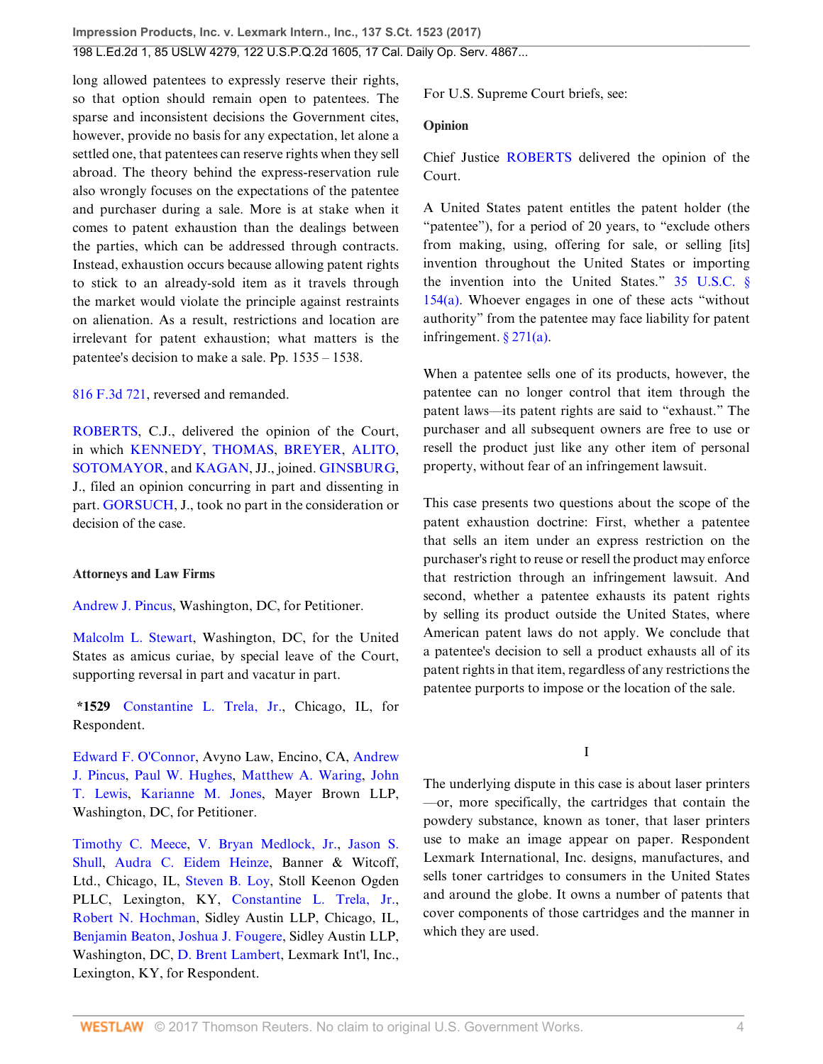long allowed patentees to expressly reserve their rights, so that option should remain open to patentees. The sparse and inconsistent decisions the Government cites, however, provide no basis for any expectation, let alone a settled one, that patentees can reserve rights when they sell abroad. The theory behind the express-reservation rule also wrongly focuses on the expectations of the patentee and purchaser during a sale. More is at stake when it comes to patent exhaustion than the dealings between the parties, which can be addressed through contracts. Instead, exhaustion occurs because allowing patent rights to stick to an already-sold item as it travels through the market would violate the principle against restraints on alienation. As a result, restrictions and location are irrelevant for patent exhaustion; what matters is the patentee's decision to make a sale. Pp. 1535 – 1538.

816 F.3d 721, reversed and remanded.

ROBERTS, C.J., delivered the opinion of the Court, in which KENNEDY, THOMAS, BREYER, ALITO, SOTOMAYOR, and KAGAN, JJ., joined. GINSBURG, J., filed an opinion concurring in part and dissenting in part. GORSUCH, J., took no part in the consideration or decision of the case.

**Attorneys and Law Firms**

Andrew J. Pincus, Washington, DC, for Petitioner.

Malcolm L. Stewart, Washington, DC, for the United States as amicus curiae, by special leave of the Court, supporting reversal in part and vacatur in part.

**\*1529** Constantine L. Trela, Jr., Chicago, IL, for Respondent.

Edward F. O'Connor, Avyno Law, Encino, CA, Andrew J. Pincus, Paul W. Hughes, Matthew A. Waring, John T. Lewis, Karianne M. Jones, Mayer Brown LLP, Washington, DC, for Petitioner.

Timothy C. Meece, V. Bryan Medlock, Jr., Jason S. Shull, Audra C. Eidem Heinze, Banner & Witcoff, Ltd., Chicago, IL, Steven B. Loy, Stoll Keenon Ogden PLLC, Lexington, KY, Constantine L. Trela, Jr., Robert N. Hochman, Sidley Austin LLP, Chicago, IL, Benjamin Beaton, Joshua J. Fougere, Sidley Austin LLP, Washington, DC, D. Brent Lambert, Lexmark Int'l, Inc., Lexington, KY, for Respondent.

For U.S. Supreme Court briefs, see:

**Opinion**

Chief Justice ROBERTS delivered the opinion of the Court.

A United States patent entitles the patent holder (the "patentee"), for a period of 20 years, to "exclude others from making, using, offering for sale, or selling [its] invention throughout the United States or importing the invention into the United States." 35 U.S.C. § 154(a). Whoever engages in one of these acts "without authority" from the patentee may face liability for patent infringement. § 271(a).

When a patentee sells one of its products, however, the patentee can no longer control that item through the patent laws—its patent rights are said to "exhaust." The purchaser and all subsequent owners are free to use or resell the product just like any other item of personal property, without fear of an infringement lawsuit.

This case presents two questions about the scope of the patent exhaustion doctrine: First, whether a patentee that sells an item under an express restriction on the purchaser's right to reuse or resell the product may enforce that restriction through an infringement lawsuit. And second, whether a patentee exhausts its patent rights by selling its product outside the United States, where American patent laws do not apply. We conclude that a patentee's decision to sell a product exhausts all of its patent rights in that item, regardless of any restrictions the patentee purports to impose or the location of the sale.

## I

The underlying dispute in this case is about laser printers—or, more specifically, the cartridges that contain the powdery substance, known as toner, that laser printers use to make an image appear on paper. Respondent Lexmark International, Inc. designs, manufactures, and sells toner cartridges to consumers in the United States and around the globe. It owns a number of patents that cover components of those cartridges and the manner in which they are used.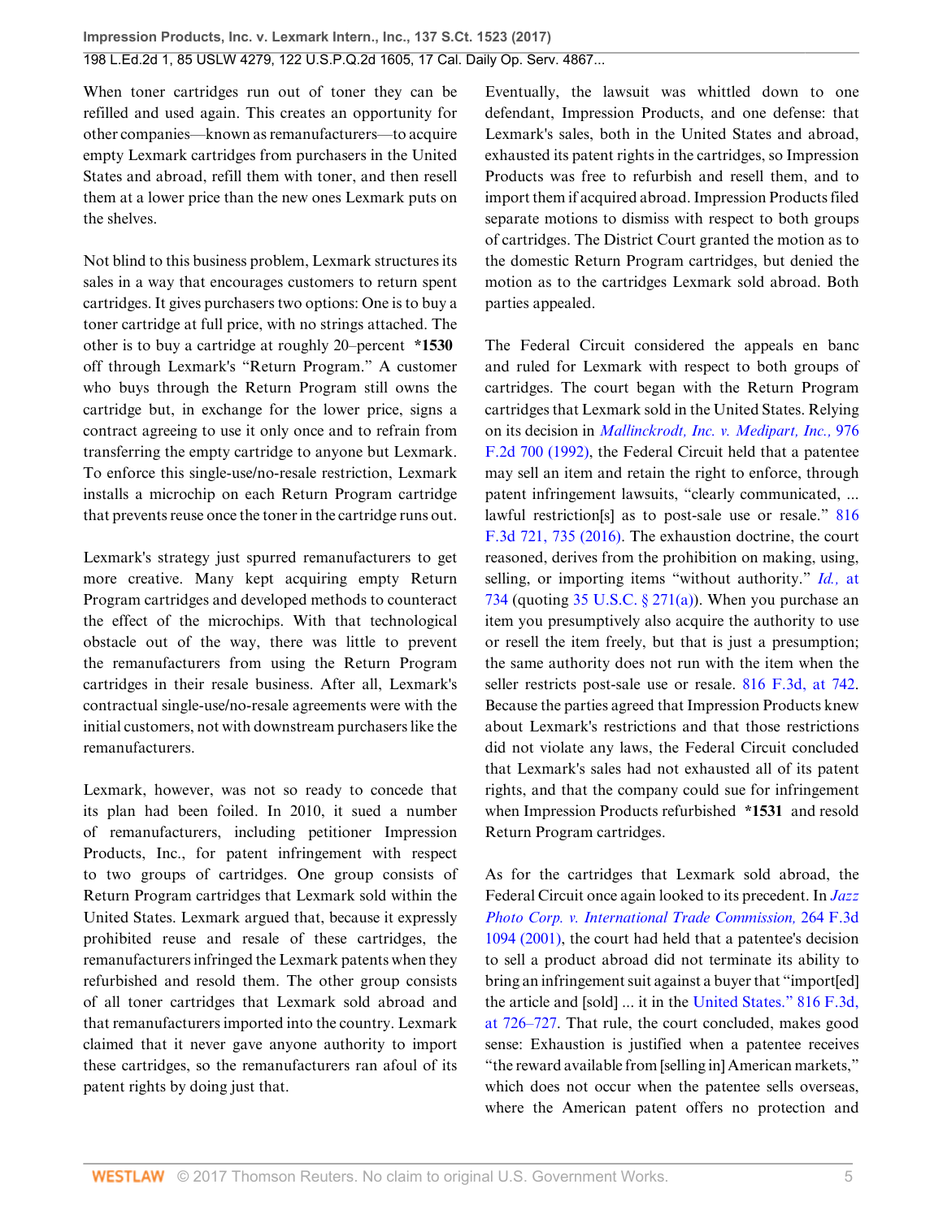When toner cartridges run out of toner they can be refilled and used again. This creates an opportunity for other companies—known as remanufacturers—to acquire empty Lexmark cartridges from purchasers in the United States and abroad, refill them with toner, and then resell them at a lower price than the new ones Lexmark puts on the shelves.

Not blind to this business problem, Lexmark structures its sales in a way that encourages customers to return spent cartridges. It gives purchasers two options: One is to buy a toner cartridge at full price, with no strings attached. The other is to buy a cartridge at roughly 20–percent **\*1530** off through Lexmark's "Return Program." A customer who buys through the Return Program still owns the cartridge but, in exchange for the lower price, signs a contract agreeing to use it only once and to refrain from transferring the empty cartridge to anyone but Lexmark. To enforce this single-use/no-resale restriction, Lexmark installs a microchip on each Return Program cartridge that prevents reuse once the toner in the cartridge runs out.

Lexmark's strategy just spurred remanufacturers to get more creative. Many kept acquiring empty Return Program cartridges and developed methods to counteract the effect of the microchips. With that technological obstacle out of the way, there was little to prevent the remanufacturers from using the Return Program cartridges in their resale business. After all, Lexmark's contractual single-use/no-resale agreements were with the initial customers, not with downstream purchasers like the remanufacturers.

Lexmark, however, was not so ready to concede that its plan had been foiled. In 2010, it sued a number of remanufacturers, including petitioner Impression Products, Inc., for patent infringement with respect to two groups of cartridges. One group consists of Return Program cartridges that Lexmark sold within the United States. Lexmark argued that, because it expressly prohibited reuse and resale of these cartridges, the remanufacturers infringed the Lexmark patents when they refurbished and resold them. The other group consists of all toner cartridges that Lexmark sold abroad and that remanufacturers imported into the country. Lexmark claimed that it never gave anyone authority to import these cartridges, so the remanufacturers ran afoul of its patent rights by doing just that.

Eventually, the lawsuit was whittled down to one defendant, Impression Products, and one defense: that Lexmark's sales, both in the United States and abroad, exhausted its patent rights in the cartridges, so Impression Products was free to refurbish and resell them, and to import them if acquired abroad. Impression Products filed separate motions to dismiss with respect to both groups of cartridges. The District Court granted the motion as to the domestic Return Program cartridges, but denied the motion as to the cartridges Lexmark sold abroad. Both parties appealed.

The Federal Circuit considered the appeals en banc and ruled for Lexmark with respect to both groups of cartridges. The court began with the Return Program cartridges that Lexmark sold in the United States. Relying on its decision in *Mallinckrodt, Inc. v. Medipart, Inc.,* 976 F.2d 700 (1992), the Federal Circuit held that a patentee may sell an item and retain the right to enforce, through patent infringement lawsuits, "clearly communicated, ... lawful restriction[s] as to post-sale use or resale." 816 F.3d 721, 735 (2016). The exhaustion doctrine, the court reasoned, derives from the prohibition on making, using, selling, or importing items "without authority." *Id.,* at 734 (quoting 35 U.S.C. § 271(a)). When you purchase an item you presumptively also acquire the authority to use or resell the item freely, but that is just a presumption; the same authority does not run with the item when the seller restricts post-sale use or resale. 816 F.3d, at 742. Because the parties agreed that Impression Products knew about Lexmark's restrictions and that those restrictions did not violate any laws, the Federal Circuit concluded that Lexmark's sales had not exhausted all of its patent rights, and that the company could sue for infringement when Impression Products refurbished **\*1531** and resold Return Program cartridges.

As for the cartridges that Lexmark sold abroad, the Federal Circuit once again looked to its precedent. In *Jazz Photo Corp. v. International Trade Commission,* 264 F.3d 1094 (2001), the court had held that a patentee's decision to sell a product abroad did not terminate its ability to bring an infringement suit against a buyer that "import[ed] the article and [sold] ... it in the United States." 816 F.3d, at 726–727. That rule, the court concluded, makes good sense: Exhaustion is justified when a patentee receives "the reward available from [selling in] American markets," which does not occur when the patentee sells overseas, where the American patent offers no protection and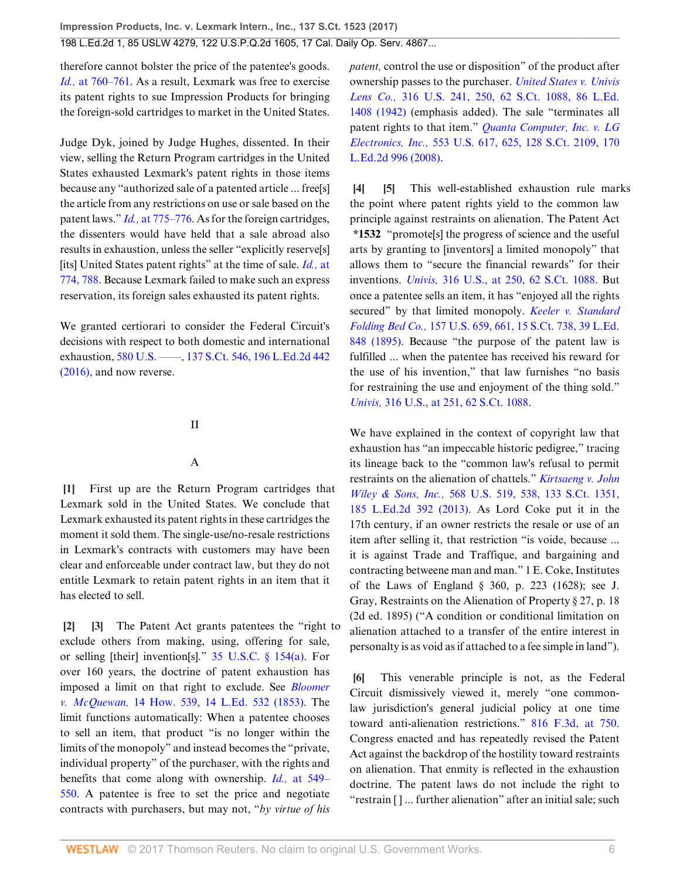therefore cannot bolster the price of the patentee's goods. *Id.,* at 760–761. As a result, Lexmark was free to exercise its patent rights to sue Impression Products for bringing the foreign-sold cartridges to market in the United States.

Judge Dyk, joined by Judge Hughes, dissented. In their view, selling the Return Program cartridges in the United States exhausted Lexmark's patent rights in those items because any "authorized sale of a patented article ... free[s] the article from any restrictions on use or sale based on the patent laws." *Id.,* at 775–776. As for the foreign cartridges, the dissenters would have held that a sale abroad also results in exhaustion, unless the seller "explicitly reserve[s] [its] United States patent rights" at the time of sale. *Id.,* at 774, 788. Because Lexmark failed to make such an express reservation, its foreign sales exhausted its patent rights.

We granted certiorari to consider the Federal Circuit's decisions with respect to both domestic and international exhaustion, 580 U.S. ––––, 137 S.Ct. 546, 196 L.Ed.2d 442 (2016), and now reverse.

## II

### A

**[1]** First up are the Return Program cartridges that Lexmark sold in the United States. We conclude that Lexmark exhausted its patent rights in these cartridges the moment it sold them. The single-use/no-resale restrictions in Lexmark's contracts with customers may have been clear and enforceable under contract law, but they do not entitle Lexmark to retain patent rights in an item that it has elected to sell.

**[2] [3]** The Patent Act grants patentees the "right to exclude others from making, using, offering for sale, or selling [their] invention[s]." 35 U.S.C. § 154(a). For over 160 years, the doctrine of patent exhaustion has imposed a limit on that right to exclude. See *Bloomer v. McQuewan,* 14 How. 539, 14 L.Ed. 532 (1853). The limit functions automatically: When a patentee chooses to sell an item, that product "is no longer within the limits of the monopoly" and instead becomes the "private, individual property" of the purchaser, with the rights and benefits that come along with ownership. *Id.,* at 549–550. A patentee is free to set the price and negotiate contracts with purchasers, but may not, "*by virtue of his patent,* control the use or disposition" of the product after ownership passes to the purchaser. *United States v. Univis Lens Co.,* 316 U.S. 241, 250, 62 S.Ct. 1088, 86 L.Ed. 1408 (1942) (emphasis added). The sale "terminates all patent rights to that item." *Quanta Computer, Inc. v. LG Electronics, Inc.,* 553 U.S. 617, 625, 128 S.Ct. 2109, 170 L.Ed.2d 996 (2008).

**[4] [5]** This well-established exhaustion rule marks the point where patent rights yield to the common law principle against restraints on alienation. The Patent Act **\*1532** "promote[s] the progress of science and the useful arts by granting to [inventors] a limited monopoly" that allows them to "secure the financial rewards" for their inventions. *Univis,* 316 U.S., at 250, 62 S.Ct. 1088. But once a patentee sells an item, it has "enjoyed all the rights secured" by that limited monopoly. *Keeler v. Standard Folding Bed Co.,* 157 U.S. 659, 661, 15 S.Ct. 738, 39 L.Ed. 848 (1895). Because "the purpose of the patent law is fulfilled ... when the patentee has received his reward for the use of his invention," that law furnishes "no basis for restraining the use and enjoyment of the thing sold." *Univis,* 316 U.S., at 251, 62 S.Ct. 1088.

We have explained in the context of copyright law that exhaustion has "an impeccable historic pedigree," tracing its lineage back to the "common law's refusal to permit restraints on the alienation of chattels." *Kirtsaeng v. John Wiley & Sons, Inc.,* 568 U.S. 519, 538, 133 S.Ct. 1351, 185 L.Ed.2d 392 (2013). As Lord Coke put it in the 17th century, if an owner restricts the resale or use of an item after selling it, that restriction "is voide, because ... it is against Trade and Traffique, and bargaining and contracting betweene man and man." 1 E. Coke, Institutes of the Laws of England § 360, p. 223 (1628); see J. Gray, Restraints on the Alienation of Property § 27, p. 18 (2d ed. 1895) ("A condition or conditional limitation on alienation attached to a transfer of the entire interest in personalty is as void as if attached to a fee simple in land").

**[6]** This venerable principle is not, as the Federal Circuit dismissively viewed it, merely "one common-law jurisdiction's general judicial policy at one time toward anti-alienation restrictions." 816 F.3d, at 750. Congress enacted and has repeatedly revised the Patent Act against the backdrop of the hostility toward restraints on alienation. That enmity is reflected in the exhaustion doctrine. The patent laws do not include the right to "restrain [ ] ... further alienation" after an initial sale; such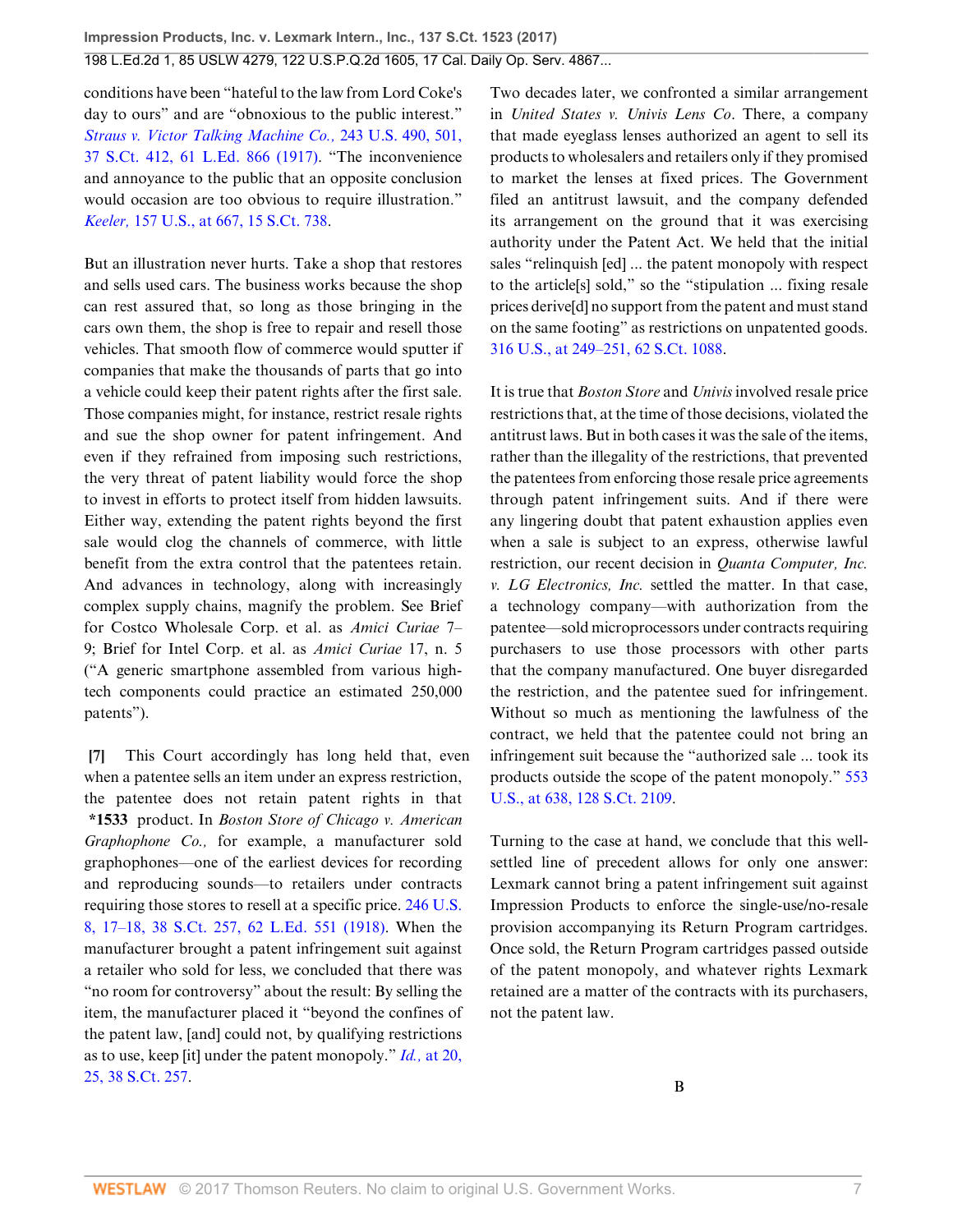conditions have been "hateful to the law from Lord Coke's day to ours" and are "obnoxious to the public interest." *Straus v. Victor Talking Machine Co.,* 243 U.S. 490, 501, 37 S.Ct. 412, 61 L.Ed. 866 (1917). "The inconvenience and annoyance to the public that an opposite conclusion would occasion are too obvious to require illustration." *Keeler,* 157 U.S., at 667, 15 S.Ct. 738.

But an illustration never hurts. Take a shop that restores and sells used cars. The business works because the shop can rest assured that, so long as those bringing in the cars own them, the shop is free to repair and resell those vehicles. That smooth flow of commerce would sputter if companies that make the thousands of parts that go into a vehicle could keep their patent rights after the first sale. Those companies might, for instance, restrict resale rights and sue the shop owner for patent infringement. And even if they refrained from imposing such restrictions, the very threat of patent liability would force the shop to invest in efforts to protect itself from hidden lawsuits. Either way, extending the patent rights beyond the first sale would clog the channels of commerce, with little benefit from the extra control that the patentees retain. And advances in technology, along with increasingly complex supply chains, magnify the problem. See Brief for Costco Wholesale Corp. et al. as *Amici Curiae* 7–9; Brief for Intel Corp. et al. as *Amici Curiae* 17, n. 5 ("A generic smartphone assembled from various high-tech components could practice an estimated 250,000 patents").

**[7]** This Court accordingly has long held that, even when a patentee sells an item under an express restriction, the patentee does not retain patent rights in that **\*1533** product. In *Boston Store of Chicago v. American Graphophone Co.,* for example, a manufacturer sold graphophones—one of the earliest devices for recording and reproducing sounds—to retailers under contracts requiring those stores to resell at a specific price. 246 U.S. 8, 17–18, 38 S.Ct. 257, 62 L.Ed. 551 (1918). When the manufacturer brought a patent infringement suit against a retailer who sold for less, we concluded that there was "no room for controversy" about the result: By selling the item, the manufacturer placed it "beyond the confines of the patent law, [and] could not, by qualifying restrictions as to use, keep [it] under the patent monopoly." *Id.,* at 20, 25, 38 S.Ct. 257.

Two decades later, we confronted a similar arrangement in *United States v. Univis Lens Co*. There, a company that made eyeglass lenses authorized an agent to sell its products to wholesalers and retailers only if they promised to market the lenses at fixed prices. The Government filed an antitrust lawsuit, and the company defended its arrangement on the ground that it was exercising authority under the Patent Act. We held that the initial sales "relinquish [ed] ... the patent monopoly with respect to the article[s] sold," so the "stipulation ... fixing resale prices derive[d] no support from the patent and must stand on the same footing" as restrictions on unpatented goods. 316 U.S., at 249–251, 62 S.Ct. 1088.

It is true that *Boston Store* and *Univis* involved resale price restrictions that, at the time of those decisions, violated the antitrust laws. But in both cases it was the sale of the items, rather than the illegality of the restrictions, that prevented the patentees from enforcing those resale price agreements through patent infringement suits. And if there were any lingering doubt that patent exhaustion applies even when a sale is subject to an express, otherwise lawful restriction, our recent decision in *Quanta Computer, Inc. v. LG Electronics, Inc.* settled the matter. In that case, a technology company—with authorization from the patentee—sold microprocessors under contracts requiring purchasers to use those processors with other parts that the company manufactured. One buyer disregarded the restriction, and the patentee sued for infringement. Without so much as mentioning the lawfulness of the contract, we held that the patentee could not bring an infringement suit because the "authorized sale ... took its products outside the scope of the patent monopoly." 553 U.S., at 638, 128 S.Ct. 2109.

Turning to the case at hand, we conclude that this well-settled line of precedent allows for only one answer: Lexmark cannot bring a patent infringement suit against Impression Products to enforce the single-use/no-resale provision accompanying its Return Program cartridges. Once sold, the Return Program cartridges passed outside of the patent monopoly, and whatever rights Lexmark retained are a matter of the contracts with its purchasers, not the patent law.

## B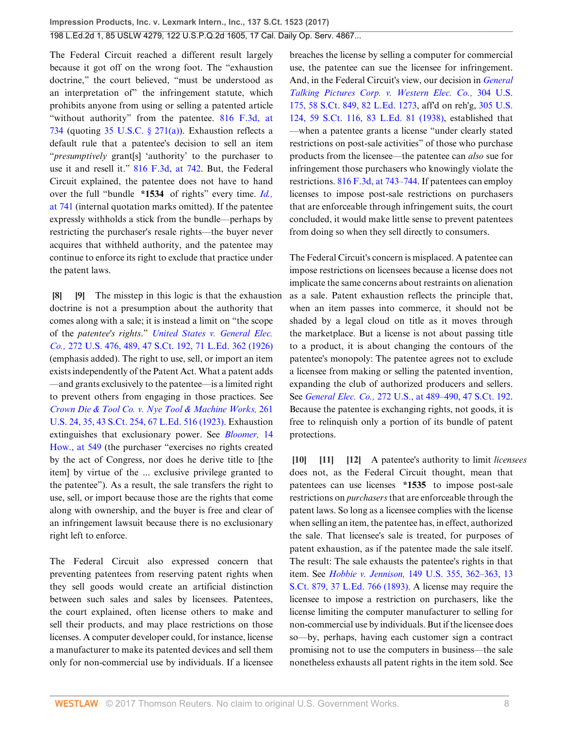The Federal Circuit reached a different result largely because it got off on the wrong foot. The "exhaustion doctrine," the court believed, "must be understood as an interpretation of" the infringement statute, which prohibits anyone from using or selling a patented article "without authority" from the patentee. 816 F.3d, at 734 (quoting 35 U.S.C. § 271(a)). Exhaustion reflects a default rule that a patentee's decision to sell an item "*presumptively* grant[s] 'authority' to the purchaser to use it and resell it." 816 F.3d, at 742. But, the Federal Circuit explained, the patentee does not have to hand over the full "bundle **\*1534** of rights" every time. *Id.,* at 741 (internal quotation marks omitted). If the patentee expressly withholds a stick from the bundle—perhaps by restricting the purchaser's resale rights—the buyer never acquires that withheld authority, and the patentee may continue to enforce its right to exclude that practice under the patent laws.

**[8]** **[9]** The misstep in this logic is that the exhaustion doctrine is not a presumption about the authority that comes along with a sale; it is instead a limit on "the scope of the *patentee's rights*." *United States v. General Elec. Co.,* 272 U.S. 476, 489, 47 S.Ct. 192, 71 L.Ed. 362 (1926) (emphasis added). The right to use, sell, or import an item exists independently of the Patent Act. What a patent adds—and grants exclusively to the patentee—is a limited right to prevent others from engaging in those practices. See *Crown Die & Tool Co. v. Nye Tool & Machine Works,* 261 U.S. 24, 35, 43 S.Ct. 254, 67 L.Ed. 516 (1923). Exhaustion extinguishes that exclusionary power. See *Bloomer,* 14 How., at 549 (the purchaser "exercises no rights created by the act of Congress, nor does he derive title to [the item] by virtue of the ... exclusive privilege granted to the patentee"). As a result, the sale transfers the right to use, sell, or import because those are the rights that come along with ownership, and the buyer is free and clear of an infringement lawsuit because there is no exclusionary right left to enforce.

The Federal Circuit also expressed concern that preventing patentees from reserving patent rights when they sell goods would create an artificial distinction between such sales and sales by licensees. Patentees, the court explained, often license others to make and sell their products, and may place restrictions on those licenses. A computer developer could, for instance, license a manufacturer to make its patented devices and sell them only for non-commercial use by individuals. If a licensee breaches the license by selling a computer for commercial use, the patentee can sue the licensee for infringement. And, in the Federal Circuit's view, our decision in *General Talking Pictures Corp. v. Western Elec. Co.,* 304 U.S. 175, 58 S.Ct. 849, 82 L.Ed. 1273, aff'd on reh'g, 305 U.S. 124, 59 S.Ct. 116, 83 L.Ed. 81 (1938), established that—when a patentee grants a license "under clearly stated restrictions on post-sale activities" of those who purchase products from the licensee—the patentee can *also* sue for infringement those purchasers who knowingly violate the restrictions. 816 F.3d, at 743–744. If patentees can employ licenses to impose post-sale restrictions on purchasers that are enforceable through infringement suits, the court concluded, it would make little sense to prevent patentees from doing so when they sell directly to consumers.

The Federal Circuit's concern is misplaced. A patentee can impose restrictions on licensees because a license does not implicate the same concerns about restraints on alienation as a sale. Patent exhaustion reflects the principle that, when an item passes into commerce, it should not be shaded by a legal cloud on title as it moves through the marketplace. But a license is not about passing title to a product, it is about changing the contours of the patentee's monopoly: The patentee agrees not to exclude a licensee from making or selling the patented invention, expanding the club of authorized producers and sellers. See *General Elec. Co.,* 272 U.S., at 489–490, 47 S.Ct. 192. Because the patentee is exchanging rights, not goods, it is free to relinquish only a portion of its bundle of patent protections.

**[10]** **[11]** **[12]** A patentee's authority to limit *licensees* does not, as the Federal Circuit thought, mean that patentees can use licenses **\*1535** to impose post-sale restrictions on *purchasers* that are enforceable through the patent laws. So long as a licensee complies with the license when selling an item, the patentee has, in effect, authorized the sale. That licensee's sale is treated, for purposes of patent exhaustion, as if the patentee made the sale itself. The result: The sale exhausts the patentee's rights in that item. See *Hobbie v. Jennison,* 149 U.S. 355, 362–363, 13 S.Ct. 879, 37 L.Ed. 766 (1893). A license may require the licensee to impose a restriction on purchasers, like the license limiting the computer manufacturer to selling for non-commercial use by individuals. But if the licensee does so—by, perhaps, having each customer sign a contract promising not to use the computers in business—the sale nonetheless exhausts all patent rights in the item sold. See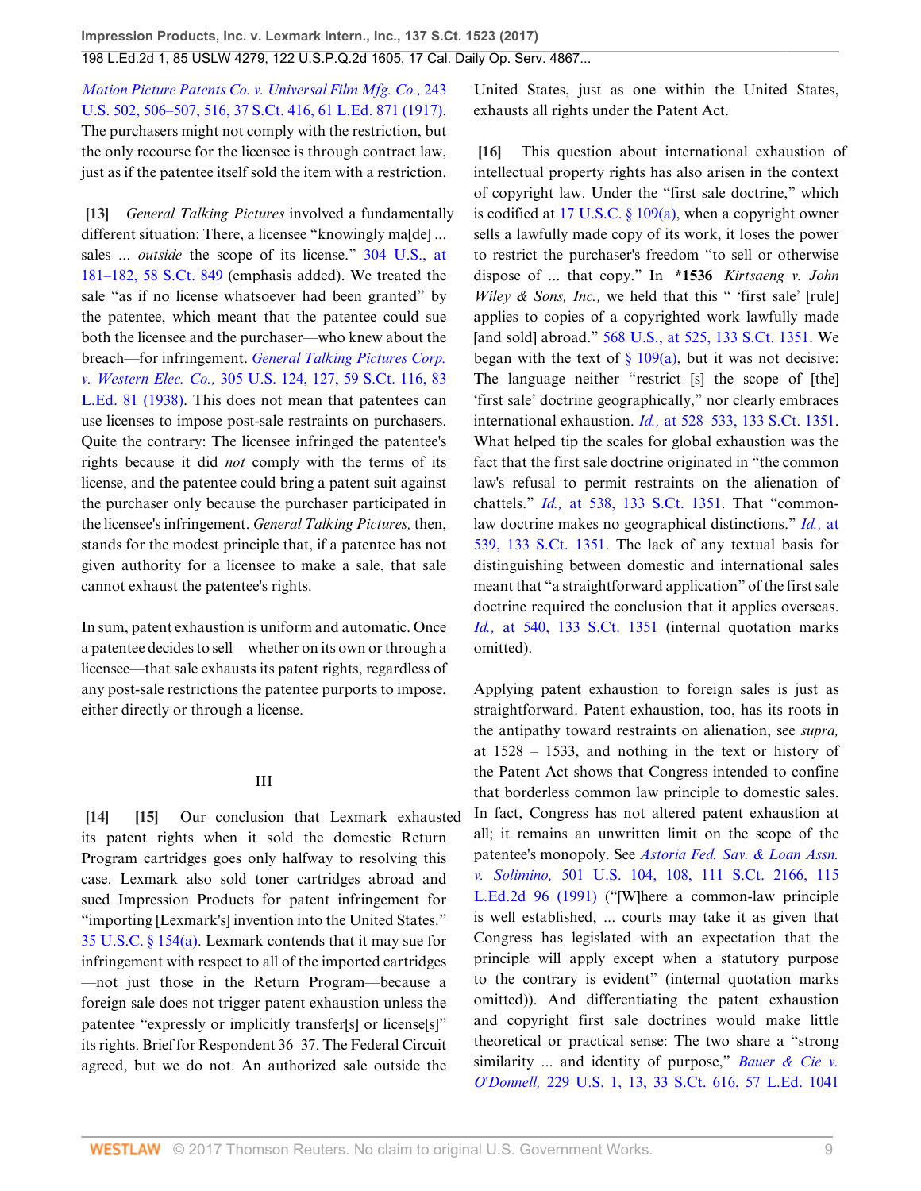*Motion Picture Patents Co. v. Universal Film Mfg. Co.,* 243 U.S. 502, 506–507, 516, 37 S.Ct. 416, 61 L.Ed. 871 (1917). The purchasers might not comply with the restriction, but the only recourse for the licensee is through contract law, just as if the patentee itself sold the item with a restriction.

**[13]** *General Talking Pictures* involved a fundamentally different situation: There, a licensee "knowingly ma[de] ... sales ... *outside* the scope of its license." 304 U.S., at 181–182, 58 S.Ct. 849 (emphasis added). We treated the sale "as if no license whatsoever had been granted" by the patentee, which meant that the patentee could sue both the licensee and the purchaser—who knew about the breach—for infringement. *General Talking Pictures Corp. v. Western Elec. Co.,* 305 U.S. 124, 127, 59 S.Ct. 116, 83 L.Ed. 81 (1938). This does not mean that patentees can use licenses to impose post-sale restraints on purchasers. Quite the contrary: The licensee infringed the patentee's rights because it did *not* comply with the terms of its license, and the patentee could bring a patent suit against the purchaser only because the purchaser participated in the licensee's infringement. *General Talking Pictures,* then, stands for the modest principle that, if a patentee has not given authority for a licensee to make a sale, that sale cannot exhaust the patentee's rights.

In sum, patent exhaustion is uniform and automatic. Once a patentee decides to sell—whether on its own or through a licensee—that sale exhausts its patent rights, regardless of any post-sale restrictions the patentee purports to impose, either directly or through a license.

## III

**[14]** **[15]** Our conclusion that Lexmark exhausted its patent rights when it sold the domestic Return Program cartridges goes only halfway to resolving this case. Lexmark also sold toner cartridges abroad and sued Impression Products for patent infringement for "importing [Lexmark's] invention into the United States." 35 U.S.C. § 154(a). Lexmark contends that it may sue for infringement with respect to all of the imported cartridges —not just those in the Return Program—because a foreign sale does not trigger patent exhaustion unless the patentee "expressly or implicitly transfer[s] or license[s]" its rights. Brief for Respondent 36–37. The Federal Circuit agreed, but we do not. An authorized sale outside the United States, just as one within the United States, exhausts all rights under the Patent Act.

**[16]** This question about international exhaustion of intellectual property rights has also arisen in the context of copyright law. Under the "first sale doctrine," which is codified at 17 U.S.C. § 109(a), when a copyright owner sells a lawfully made copy of its work, it loses the power to restrict the purchaser's freedom "to sell or otherwise dispose of ... that copy." In **\*1536** *Kirtsaeng v. John Wiley & Sons, Inc.,* we held that this " 'first sale' [rule] applies to copies of a copyrighted work lawfully made [and sold] abroad." 568 U.S., at 525, 133 S.Ct. 1351. We began with the text of § 109(a), but it was not decisive: The language neither "restrict [s] the scope of [the] 'first sale' doctrine geographically," nor clearly embraces international exhaustion. *Id.,* at 528–533, 133 S.Ct. 1351. What helped tip the scales for global exhaustion was the fact that the first sale doctrine originated in "the common law's refusal to permit restraints on the alienation of chattels." *Id.,* at 538, 133 S.Ct. 1351. That "common-law doctrine makes no geographical distinctions." *Id.,* at 539, 133 S.Ct. 1351. The lack of any textual basis for distinguishing between domestic and international sales meant that "a straightforward application" of the first sale doctrine required the conclusion that it applies overseas. *Id.,* at 540, 133 S.Ct. 1351 (internal quotation marks omitted).

Applying patent exhaustion to foreign sales is just as straightforward. Patent exhaustion, too, has its roots in the antipathy toward restraints on alienation, see *supra,* at 1528 – 1533, and nothing in the text or history of the Patent Act shows that Congress intended to confine that borderless common law principle to domestic sales. In fact, Congress has not altered patent exhaustion at all; it remains an unwritten limit on the scope of the patentee's monopoly. See *Astoria Fed. Sav. & Loan Assn. v. Solimino,* 501 U.S. 104, 108, 111 S.Ct. 2166, 115 L.Ed.2d 96 (1991) ("[W]here a common-law principle is well established, ... courts may take it as given that Congress has legislated with an expectation that the principle will apply except when a statutory purpose to the contrary is evident" (internal quotation marks omitted)). And differentiating the patent exhaustion and copyright first sale doctrines would make little theoretical or practical sense: The two share a "strong similarity ... and identity of purpose," *Bauer & Cie v. O'Donnell,* 229 U.S. 1, 13, 33 S.Ct. 616, 57 L.Ed. 1041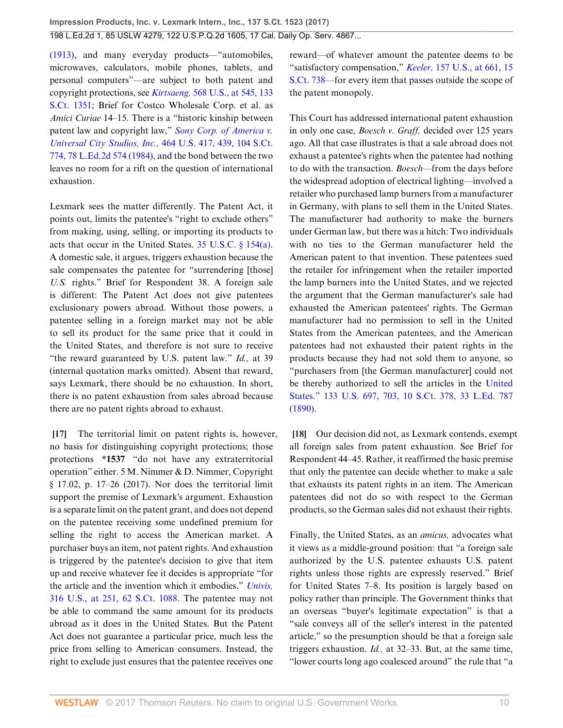(1913), and many everyday products—"automobiles, microwaves, calculators, mobile phones, tablets, and personal computers"—are subject to both patent and copyright protections, see *Kirtsaeng,* 568 U.S., at 545, 133 S.Ct. 1351; Brief for Costco Wholesale Corp. et al. as *Amici Curiae* 14–15. There is a "historic kinship between patent law and copyright law," *Sony Corp. of America v. Universal City Studios, Inc.,* 464 U.S. 417, 439, 104 S.Ct. 774, 78 L.Ed.2d 574 (1984), and the bond between the two leaves no room for a rift on the question of international exhaustion.

Lexmark sees the matter differently. The Patent Act, it points out, limits the patentee's "right to exclude others" from making, using, selling, or importing its products to acts that occur in the United States. 35 U.S.C. § 154(a). A domestic sale, it argues, triggers exhaustion because the sale compensates the patentee for "surrendering [those] *U.S.* rights." Brief for Respondent 38. A foreign sale is different: The Patent Act does not give patentees exclusionary powers abroad. Without those powers, a patentee selling in a foreign market may not be able to sell its product for the same price that it could in the United States, and therefore is not sure to receive "the reward guaranteed by U.S. patent law." *Id.,* at 39 (internal quotation marks omitted). Absent that reward, says Lexmark, there should be no exhaustion. In short, there is no patent exhaustion from sales abroad because there are no patent rights abroad to exhaust.

**[17]** The territorial limit on patent rights is, however, no basis for distinguishing copyright protections; those protections **\*1537** "do not have any extraterritorial operation" either. 5 M. Nimmer & D. Nimmer, Copyright § 17.02, p. 17–26 (2017). Nor does the territorial limit support the premise of Lexmark's argument. Exhaustion is a separate limit on the patent grant, and does not depend on the patentee receiving some undefined premium for selling the right to access the American market. A purchaser buys an item, not patent rights. And exhaustion is triggered by the patentee's decision to give that item up and receive whatever fee it decides is appropriate "for the article and the invention which it embodies." *Univis,* 316 U.S., at 251, 62 S.Ct. 1088. The patentee may not be able to command the same amount for its products abroad as it does in the United States. But the Patent Act does not guarantee a particular price, much less the price from selling to American consumers. Instead, the right to exclude just ensures that the patentee receives one reward—of whatever amount the patentee deems to be "satisfactory compensation," *Keeler,* 157 U.S., at 661, 15 S.Ct. 738—for every item that passes outside the scope of the patent monopoly.

This Court has addressed international patent exhaustion in only one case, *Boesch v. Graff,* decided over 125 years ago. All that case illustrates is that a sale abroad does not exhaust a patentee's rights when the patentee had nothing to do with the transaction. *Boesch*—from the days before the widespread adoption of electrical lighting—involved a retailer who purchased lamp burners from a manufacturer in Germany, with plans to sell them in the United States. The manufacturer had authority to make the burners under German law, but there was a hitch: Two individuals with no ties to the German manufacturer held the American patent to that invention. These patentees sued the retailer for infringement when the retailer imported the lamp burners into the United States, and we rejected the argument that the German manufacturer's sale had exhausted the American patentees' rights. The German manufacturer had no permission to sell in the United States from the American patentees, and the American patentees had not exhausted their patent rights in the products because they had not sold them to anyone, so "purchasers from [the German manufacturer] could not be thereby authorized to sell the articles in the United States." 133 U.S. 697, 703, 10 S.Ct. 378, 33 L.Ed. 787 (1890).

**[18]** Our decision did not, as Lexmark contends, exempt all foreign sales from patent exhaustion. See Brief for Respondent 44–45. Rather, it reaffirmed the basic premise that only the patentee can decide whether to make a sale that exhausts its patent rights in an item. The American patentees did not do so with respect to the German products, so the German sales did not exhaust their rights.

Finally, the United States, as an *amicus,* advocates what it views as a middle-ground position: that "a foreign sale authorized by the U.S. patentee exhausts U.S. patent rights unless those rights are expressly reserved." Brief for United States 7–8. Its position is largely based on policy rather than principle. The Government thinks that an overseas "buyer's legitimate expectation" is that a "sale conveys all of the seller's interest in the patented article," so the presumption should be that a foreign sale triggers exhaustion. *Id.,* at 32–33. But, at the same time, "lower courts long ago coalesced around" the rule that "a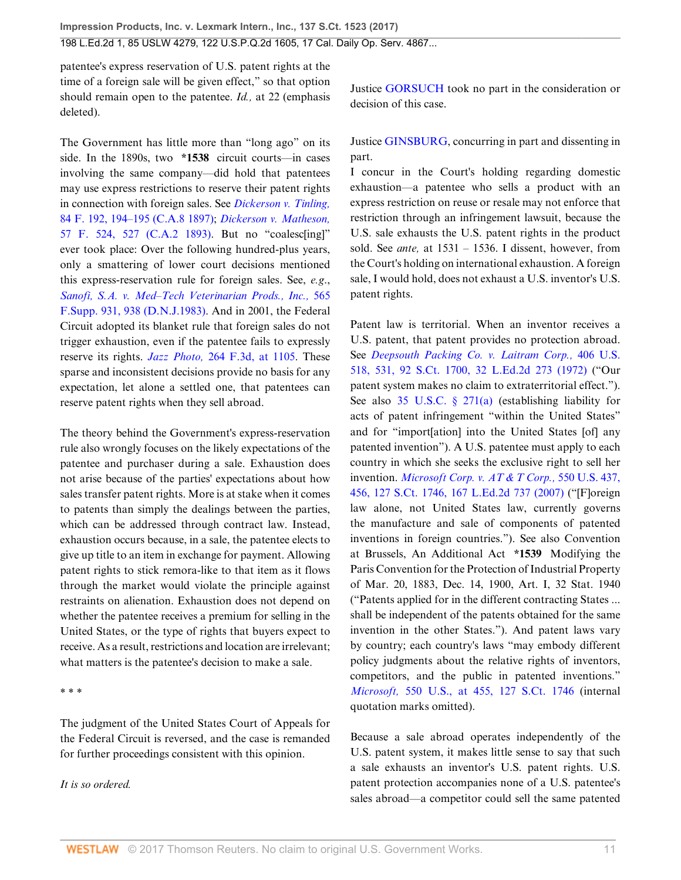patentee's express reservation of U.S. patent rights at the time of a foreign sale will be given effect," so that option should remain open to the patentee. *Id.,* at 22 (emphasis deleted).

The Government has little more than "long ago" on its side. In the 1890s, two **\*1538** circuit courts—in cases involving the same company—did hold that patentees may use express restrictions to reserve their patent rights in connection with foreign sales. See *Dickerson v. Tinling,* 84 F. 192, 194–195 (C.A.8 1897); *Dickerson v. Matheson,* 57 F. 524, 527 (C.A.2 1893). But no "coalesc[ing]" ever took place: Over the following hundred-plus years, only a smattering of lower court decisions mentioned this express-reservation rule for foreign sales. See, *e.g., Sanofi, S.A. v. Med–Tech Veterinarian Prods., Inc.,* 565 F.Supp. 931, 938 (D.N.J.1983). And in 2001, the Federal Circuit adopted its blanket rule that foreign sales do not trigger exhaustion, even if the patentee fails to expressly reserve its rights. *Jazz Photo,* 264 F.3d, at 1105. These sparse and inconsistent decisions provide no basis for any expectation, let alone a settled one, that patentees can reserve patent rights when they sell abroad.

The theory behind the Government's express-reservation rule also wrongly focuses on the likely expectations of the patentee and purchaser during a sale. Exhaustion does not arise because of the parties' expectations about how sales transfer patent rights. More is at stake when it comes to patents than simply the dealings between the parties, which can be addressed through contract law. Instead, exhaustion occurs because, in a sale, the patentee elects to give up title to an item in exchange for payment. Allowing patent rights to stick remora-like to that item as it flows through the market would violate the principle against restraints on alienation. Exhaustion does not depend on whether the patentee receives a premium for selling in the United States, or the type of rights that buyers expect to receive. As a result, restrictions and location are irrelevant; what matters is the patentee's decision to make a sale.

\* \* \*

The judgment of the United States Court of Appeals for the Federal Circuit is reversed, and the case is remanded for further proceedings consistent with this opinion.

*It is so ordered.*

Justice GORSUCH took no part in the consideration or decision of this case.

Justice GINSBURG, concurring in part and dissenting in part.

I concur in the Court's holding regarding domestic exhaustion—a patentee who sells a product with an express restriction on reuse or resale may not enforce that restriction through an infringement lawsuit, because the U.S. sale exhausts the U.S. patent rights in the product sold. See *ante,* at 1531 – 1536. I dissent, however, from the Court's holding on international exhaustion. A foreign sale, I would hold, does not exhaust a U.S. inventor's U.S. patent rights.

Patent law is territorial. When an inventor receives a U.S. patent, that patent provides no protection abroad. See *Deepsouth Packing Co. v. Laitram Corp.,* 406 U.S. 518, 531, 92 S.Ct. 1700, 32 L.Ed.2d 273 (1972) ("Our patent system makes no claim to extraterritorial effect."). See also 35 U.S.C. § 271(a) (establishing liability for acts of patent infringement "within the United States" and for "import[ation] into the United States [of] any patented invention"). A U.S. patentee must apply to each country in which she seeks the exclusive right to sell her invention. *Microsoft Corp. v. AT & T Corp.,* 550 U.S. 437, 456, 127 S.Ct. 1746, 167 L.Ed.2d 737 (2007) ("[F]oreign law alone, not United States law, currently governs the manufacture and sale of components of patented inventions in foreign countries."). See also Convention at Brussels, An Additional Act **\*1539** Modifying the Paris Convention for the Protection of Industrial Property of Mar. 20, 1883, Dec. 14, 1900, Art. I, 32 Stat. 1940 ("Patents applied for in the different contracting States ... shall be independent of the patents obtained for the same invention in the other States."). And patent laws vary by country; each country's laws "may embody different policy judgments about the relative rights of inventors, competitors, and the public in patented inventions." *Microsoft,* 550 U.S., at 455, 127 S.Ct. 1746 (internal quotation marks omitted).

Because a sale abroad operates independently of the U.S. patent system, it makes little sense to say that such a sale exhausts an inventor's U.S. patent rights. U.S. patent protection accompanies none of a U.S. patentee's sales abroad—a competitor could sell the same patented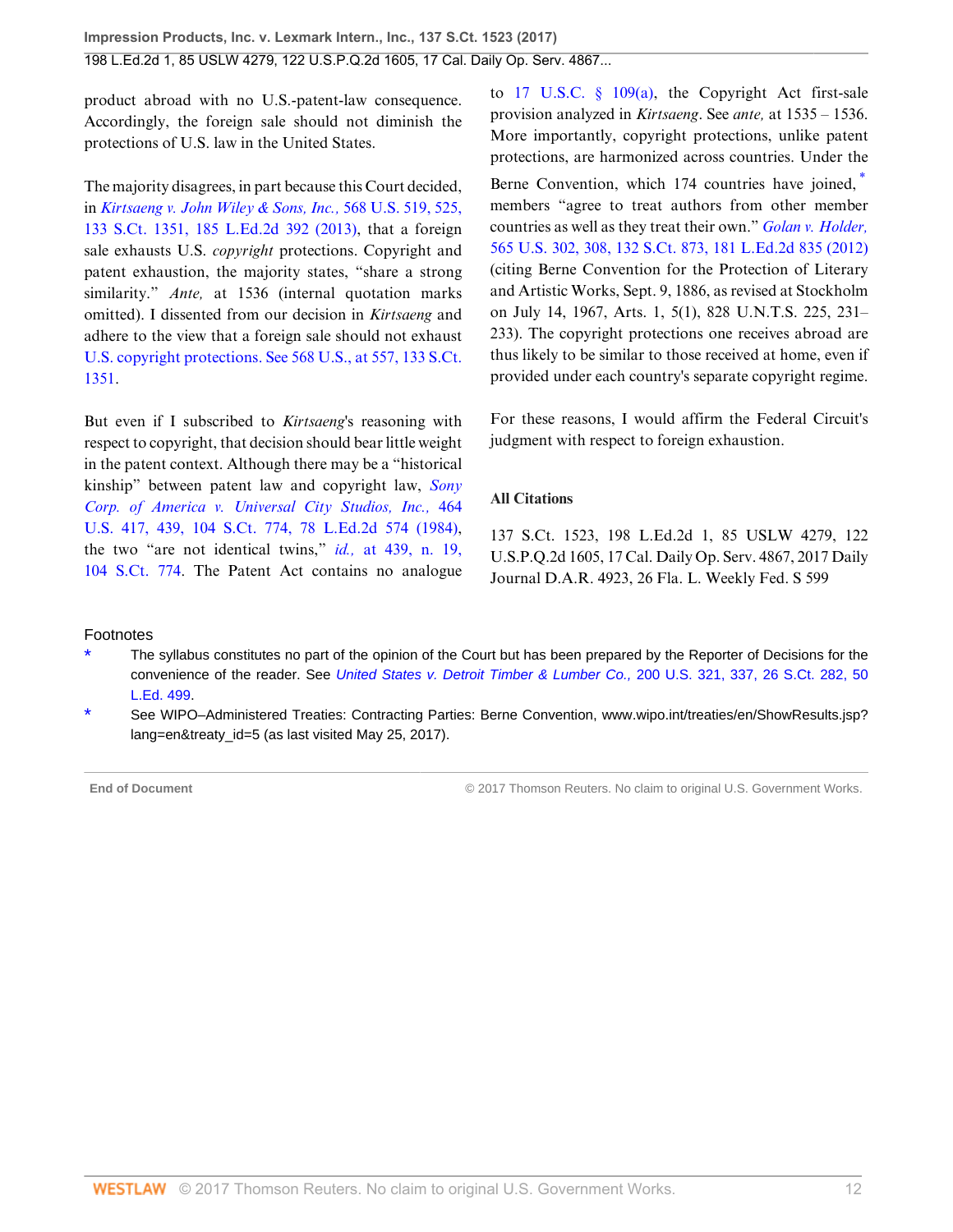product abroad with no U.S.-patent-law consequence. Accordingly, the foreign sale should not diminish the protections of U.S. law in the United States.

The majority disagrees, in part because this Court decided, in *Kirtsaeng v. John Wiley & Sons, Inc.,* 568 U.S. 519, 525, 133 S.Ct. 1351, 185 L.Ed.2d 392 (2013), that a foreign sale exhausts U.S. *copyright* protections. Copyright and patent exhaustion, the majority states, "share a strong similarity." *Ante,* at 1536 (internal quotation marks omitted). I dissented from our decision in *Kirtsaeng* and adhere to the view that a foreign sale should not exhaust U.S. copyright protections. See 568 U.S., at 557, 133 S.Ct. 1351.

But even if I subscribed to *Kirtsaeng*'s reasoning with respect to copyright, that decision should bear little weight in the patent context. Although there may be a "historical kinship" between patent law and copyright law, *Sony Corp. of America v. Universal City Studios, Inc.,* 464 U.S. 417, 439, 104 S.Ct. 774, 78 L.Ed.2d 574 (1984), the two "are not identical twins," *id.,* at 439, n. 19, 104 S.Ct. 774. The Patent Act contains no analogue to 17 U.S.C. § 109(a), the Copyright Act first-sale provision analyzed in *Kirtsaeng*. See *ante,* at 1535 – 1536. More importantly, copyright protections, unlike patent protections, are harmonized across countries. Under the Berne Convention, which 174 countries have joined,[*] members "agree to treat authors from other member countries as well as they treat their own." *Golan v. Holder,* 565 U.S. 302, 308, 132 S.Ct. 873, 181 L.Ed.2d 835 (2012) (citing Berne Convention for the Protection of Literary and Artistic Works, Sept. 9, 1886, as revised at Stockholm on July 14, 1967, Arts. 1, 5(1), 828 U.N.T.S. 225, 231–233). The copyright protections one receives abroad are thus likely to be similar to those received at home, even if provided under each country's separate copyright regime.

For these reasons, I would affirm the Federal Circuit's judgment with respect to foreign exhaustion.

### All Citations

137 S.Ct. 1523, 198 L.Ed.2d 1, 85 USLW 4279, 122 U.S.P.Q.2d 1605, 17 Cal. Daily Op. Serv. 4867, 2017 Daily Journal D.A.R. 4923, 26 Fla. L. Weekly Fed. S 599

### Footnotes

\* The syllabus constitutes no part of the opinion of the Court but has been prepared by the Reporter of Decisions for the convenience of the reader. See *United States v. Detroit Timber & Lumber Co.,* 200 U.S. 321, 337, 26 S.Ct. 282, 50 L.Ed. 499.

\* See WIPO–Administered Treaties: Contracting Parties: Berne Convention, www.wipo.int/treaties/en/ShowResults.jsp?lang=en&treaty_id=5 (as last visited May 25, 2017).

End of Document © 2017 Thomson Reuters. No claim to original U.S. Government Works.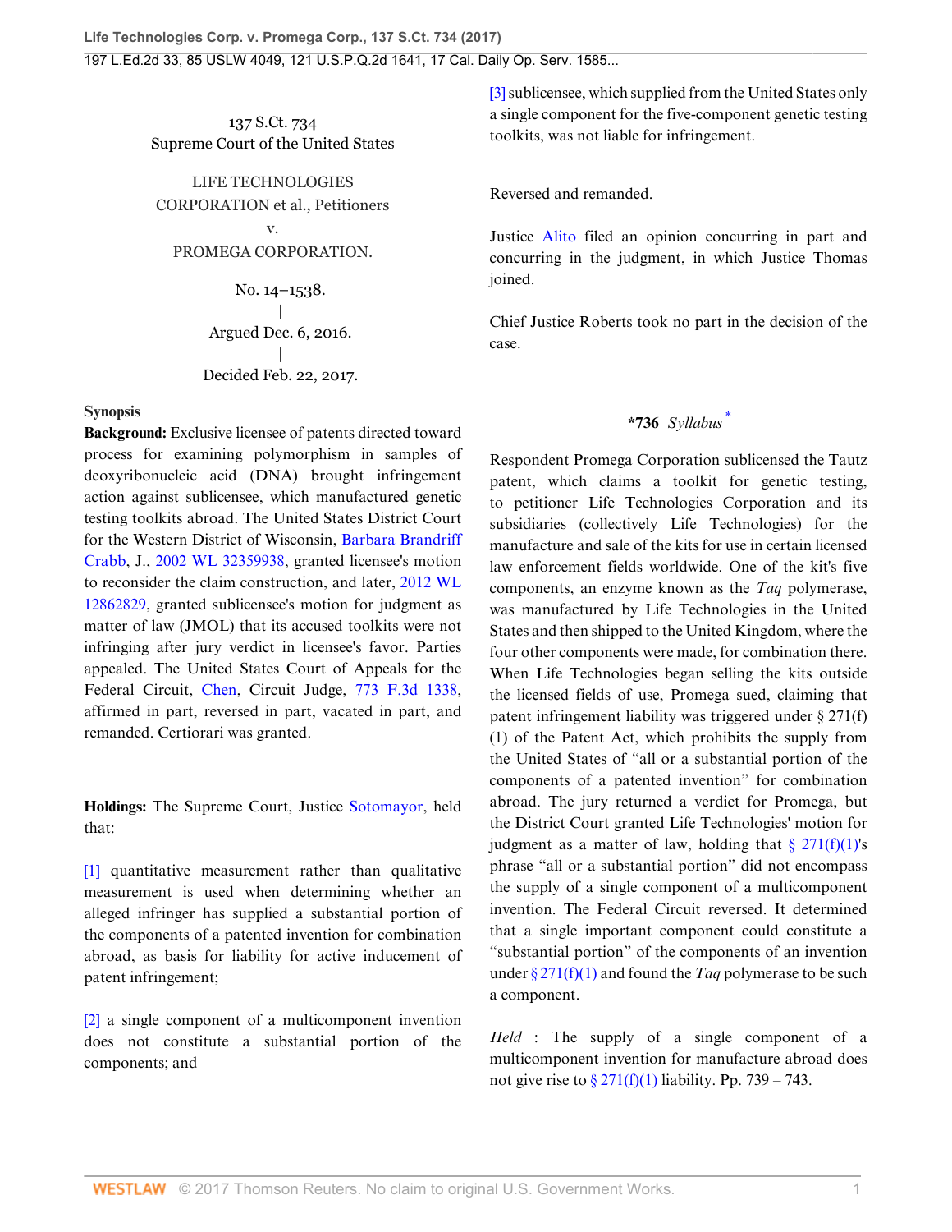137 S.Ct. 734
Supreme Court of the United States

LIFE TECHNOLOGIES CORPORATION et al., Petitioners
v.
PROMEGA CORPORATION.

No. 14–1538.
|
Argued Dec. 6, 2016.
|
Decided Feb. 22, 2017.

**Synopsis**

**Background:** Exclusive licensee of patents directed toward process for examining polymorphism in samples of deoxyribonucleic acid (DNA) brought infringement action against sublicensee, which manufactured genetic testing toolkits abroad. The United States District Court for the Western District of Wisconsin, Barbara Brandriff Crabb, J., 2002 WL 32359938, granted licensee's motion to reconsider the claim construction, and later, 2012 WL 12862829, granted sublicensee's motion for judgment as matter of law (JMOL) that its accused toolkits were not infringing after jury verdict in licensee's favor. Parties appealed. The United States Court of Appeals for the Federal Circuit, Chen, Circuit Judge, 773 F.3d 1338, affirmed in part, reversed in part, vacated in part, and remanded. Certiorari was granted.

**Holdings:** The Supreme Court, Justice Sotomayor, held that:

[1] quantitative measurement rather than qualitative measurement is used when determining whether an alleged infringer has supplied a substantial portion of the components of a patented invention for combination abroad, as basis for liability for active inducement of patent infringement;

[2] a single component of a multicomponent invention does not constitute a substantial portion of the components; and

[3] sublicensee, which supplied from the United States only a single component for the five-component genetic testing toolkits, was not liable for infringement.

Reversed and remanded.

Justice Alito filed an opinion concurring in part and concurring in the judgment, in which Justice Thomas joined.

Chief Justice Roberts took no part in the decision of the case.

**\*736** *Syllabus* [*]

Respondent Promega Corporation sublicensed the Tautz patent, which claims a toolkit for genetic testing, to petitioner Life Technologies Corporation and its subsidiaries (collectively Life Technologies) for the manufacture and sale of the kits for use in certain licensed law enforcement fields worldwide. One of the kit's five components, an enzyme known as the *Taq* polymerase, was manufactured by Life Technologies in the United States and then shipped to the United Kingdom, where the four other components were made, for combination there. When Life Technologies began selling the kits outside the licensed fields of use, Promega sued, claiming that patent infringement liability was triggered under § 271(f)(1) of the Patent Act, which prohibits the supply from the United States of "all or a substantial portion of the components of a patented invention" for combination abroad. The jury returned a verdict for Promega, but the District Court granted Life Technologies' motion for judgment as a matter of law, holding that § 271(f)(1)'s phrase "all or a substantial portion" did not encompass the supply of a single component of a multicomponent invention. The Federal Circuit reversed. It determined that a single important component could constitute a "substantial portion" of the components of an invention under § 271(f)(1) and found the *Taq* polymerase to be such a component.

*Held* : The supply of a single component of a multicomponent invention for manufacture abroad does not give rise to § 271(f)(1) liability. Pp. 739 – 743.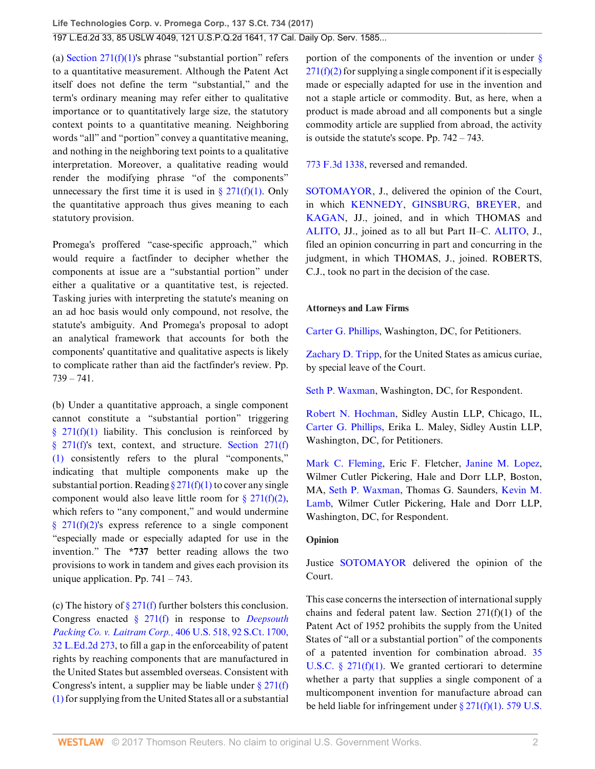(a) Section 271(f)(1)'s phrase "substantial portion" refers to a quantitative measurement. Although the Patent Act itself does not define the term "substantial," and the term's ordinary meaning may refer either to qualitative importance or to quantitatively large size, the statutory context points to a quantitative meaning. Neighboring words "all" and "portion" convey a quantitative meaning, and nothing in the neighboring text points to a qualitative interpretation. Moreover, a qualitative reading would render the modifying phrase "of the components" unnecessary the first time it is used in § 271(f)(1). Only the quantitative approach thus gives meaning to each statutory provision.

Promega's proffered "case-specific approach," which would require a factfinder to decipher whether the components at issue are a "substantial portion" under either a qualitative or a quantitative test, is rejected. Tasking juries with interpreting the statute's meaning on an ad hoc basis would only compound, not resolve, the statute's ambiguity. And Promega's proposal to adopt an analytical framework that accounts for both the components' quantitative and qualitative aspects is likely to complicate rather than aid the factfinder's review. Pp. 739 – 741.

(b) Under a quantitative approach, a single component cannot constitute a "substantial portion" triggering § 271(f)(1) liability. This conclusion is reinforced by § 271(f)'s text, context, and structure. Section 271(f)(1) consistently refers to the plural "components," indicating that multiple components make up the substantial portion. Reading § 271(f)(1) to cover any single component would also leave little room for § 271(f)(2), which refers to "any component," and would undermine § 271(f)(2)'s express reference to a single component "especially made or especially adapted for use in the invention." The **\*737** better reading allows the two provisions to work in tandem and gives each provision its unique application. Pp. 741 – 743.

(c) The history of § 271(f) further bolsters this conclusion. Congress enacted § 271(f) in response to *Deepsouth Packing Co. v. Laitram Corp.,* 406 U.S. 518, 92 S.Ct. 1700, 32 L.Ed.2d 273, to fill a gap in the enforceability of patent rights by reaching components that are manufactured in the United States but assembled overseas. Consistent with Congress's intent, a supplier may be liable under § 271(f)(1) for supplying from the United States all or a substantial portion of the components of the invention or under § 271(f)(2) for supplying a single component if it is especially made or especially adapted for use in the invention and not a staple article or commodity. But, as here, when a product is made abroad and all components but a single commodity article are supplied from abroad, the activity is outside the statute's scope. Pp. 742 – 743.

773 F.3d 1338, reversed and remanded.

SOTOMAYOR, J., delivered the opinion of the Court, in which KENNEDY, GINSBURG, BREYER, and KAGAN, JJ., joined, and in which THOMAS and ALITO, JJ., joined as to all but Part II–C. ALITO, J., filed an opinion concurring in part and concurring in the judgment, in which THOMAS, J., joined. ROBERTS, C.J., took no part in the decision of the case.

**Attorneys and Law Firms**

Carter G. Phillips, Washington, DC, for Petitioners.

Zachary D. Tripp, for the United States as amicus curiae, by special leave of the Court.

Seth P. Waxman, Washington, DC, for Respondent.

Robert N. Hochman, Sidley Austin LLP, Chicago, IL, Carter G. Phillips, Erika L. Maley, Sidley Austin LLP, Washington, DC, for Petitioners.

Mark C. Fleming, Eric F. Fletcher, Janine M. Lopez, Wilmer Cutler Pickering, Hale and Dorr LLP, Boston, MA, Seth P. Waxman, Thomas G. Saunders, Kevin M. Lamb, Wilmer Cutler Pickering, Hale and Dorr LLP, Washington, DC, for Respondent.

**Opinion**

Justice SOTOMAYOR delivered the opinion of the Court.

This case concerns the intersection of international supply chains and federal patent law. Section 271(f)(1) of the Patent Act of 1952 prohibits the supply from the United States of "all or a substantial portion" of the components of a patented invention for combination abroad. 35 U.S.C. § 271(f)(1). We granted certiorari to determine whether a party that supplies a single component of a multicomponent invention for manufacture abroad can be held liable for infringement under § 271(f)(1). 579 U.S.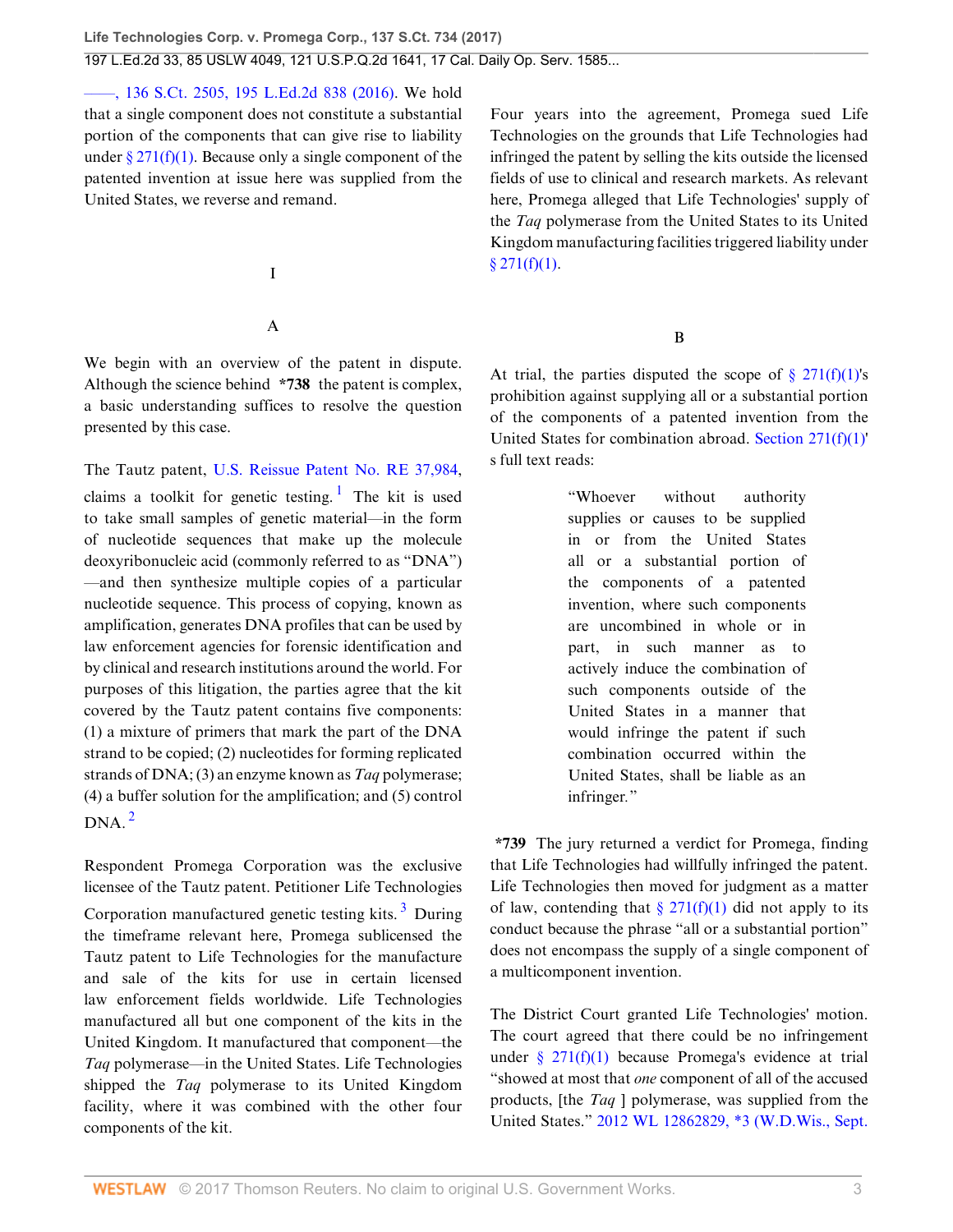——, 136 S.Ct. 2505, 195 L.Ed.2d 838 (2016). We hold that a single component does not constitute a substantial portion of the components that can give rise to liability under § 271(f)(1). Because only a single component of the patented invention at issue here was supplied from the United States, we reverse and remand.

# I

## A

We begin with an overview of the patent in dispute. Although the science behind **\*738** the patent is complex, a basic understanding suffices to resolve the question presented by this case.

The Tautz patent, U.S. Reissue Patent No. RE 37,984, claims a toolkit for genetic testing. [1] The kit is used to take small samples of genetic material—in the form of nucleotide sequences that make up the molecule deoxyribonucleic acid (commonly referred to as "DNA")—and then synthesize multiple copies of a particular nucleotide sequence. This process of copying, known as amplification, generates DNA profiles that can be used by law enforcement agencies for forensic identification and by clinical and research institutions around the world. For purposes of this litigation, the parties agree that the kit covered by the Tautz patent contains five components: (1) a mixture of primers that mark the part of the DNA strand to be copied; (2) nucleotides for forming replicated strands of DNA; (3) an enzyme known as *Taq* polymerase; (4) a buffer solution for the amplification; and (5) control DNA. [2]

Respondent Promega Corporation was the exclusive licensee of the Tautz patent. Petitioner Life Technologies Corporation manufactured genetic testing kits. [3] During the timeframe relevant here, Promega sublicensed the Tautz patent to Life Technologies for the manufacture and sale of the kits for use in certain licensed law enforcement fields worldwide. Life Technologies manufactured all but one component of the kits in the United Kingdom. It manufactured that component—the *Taq* polymerase—in the United States. Life Technologies shipped the *Taq* polymerase to its United Kingdom facility, where it was combined with the other four components of the kit.

Four years into the agreement, Promega sued Life Technologies on the grounds that Life Technologies had infringed the patent by selling the kits outside the licensed fields of use to clinical and research markets. As relevant here, Promega alleged that Life Technologies' supply of the *Taq* polymerase from the United States to its United Kingdom manufacturing facilities triggered liability under § 271(f)(1).

## B

At trial, the parties disputed the scope of § 271(f)(1)'s prohibition against supplying all or a substantial portion of the components of a patented invention from the United States for combination abroad. Section 271(f)(1)'s full text reads:

> "Whoever without authority supplies or causes to be supplied in or from the United States all or a substantial portion of the components of a patented invention, where such components are uncombined in whole or in part, in such manner as to actively induce the combination of such components outside of the United States in a manner that would infringe the patent if such combination occurred within the United States, shall be liable as an infringer."

**\*739** The jury returned a verdict for Promega, finding that Life Technologies had willfully infringed the patent. Life Technologies then moved for judgment as a matter of law, contending that § 271(f)(1) did not apply to its conduct because the phrase "all or a substantial portion" does not encompass the supply of a single component of a multicomponent invention.

The District Court granted Life Technologies' motion. The court agreed that there could be no infringement under § 271(f)(1) because Promega's evidence at trial "showed at most that *one* component of all of the accused products, [the *Taq* ] polymerase, was supplied from the United States." 2012 WL 12862829, \*3 (W.D.Wis., Sept.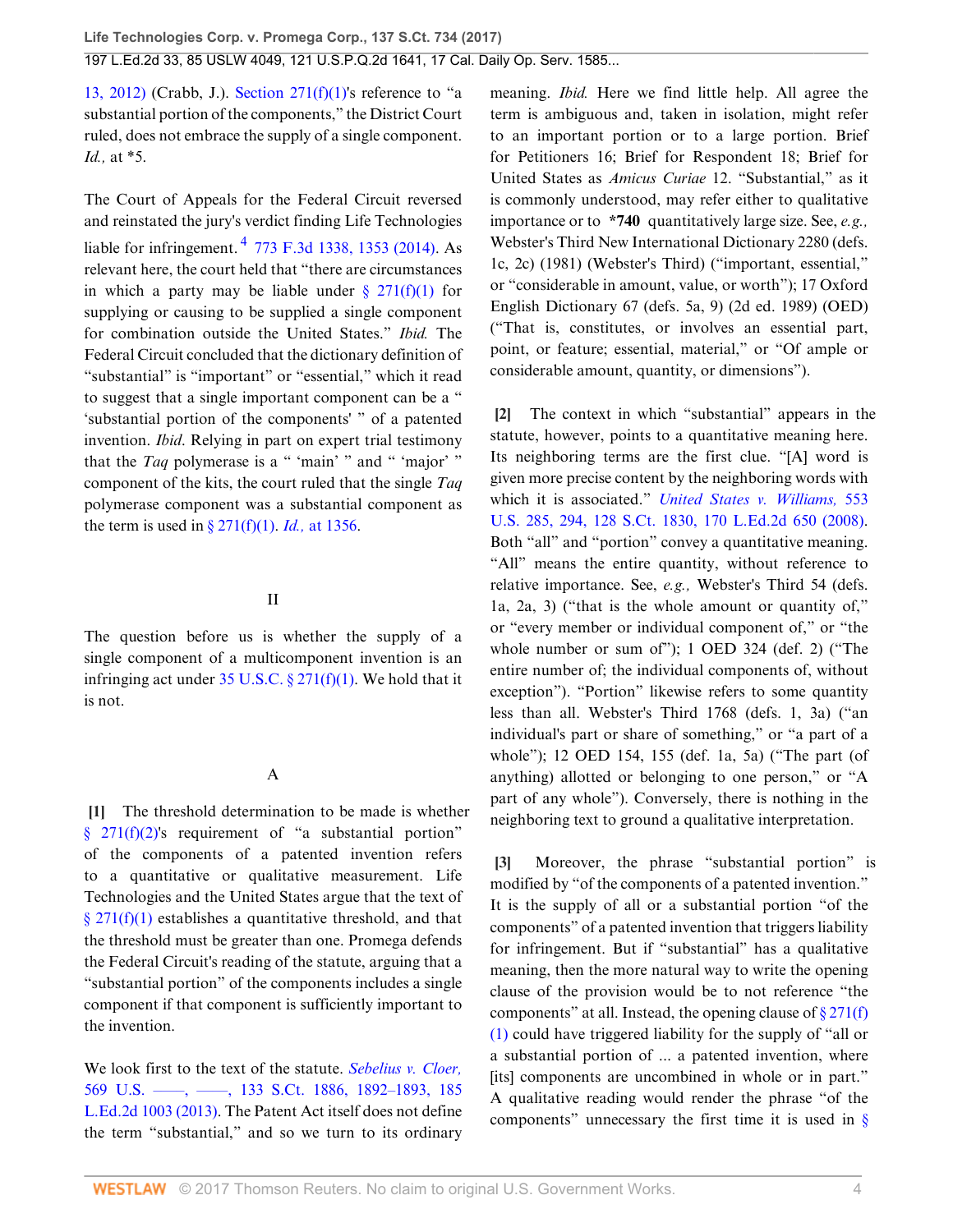13, 2012) (Crabb, J.). Section 271(f)(1)'s reference to "a substantial portion of the components," the District Court ruled, does not embrace the supply of a single component. *Id.,* at *5.

The Court of Appeals for the Federal Circuit reversed and reinstated the jury's verdict finding Life Technologies liable for infringement.[4] 773 F.3d 1338, 1353 (2014). As relevant here, the court held that "there are circumstances in which a party may be liable under § 271(f)(1) for supplying or causing to be supplied a single component for combination outside the United States." *Ibid.* The Federal Circuit concluded that the dictionary definition of "substantial" is "important" or "essential," which it read to suggest that a single important component can be a " 'substantial portion of the components' " of a patented invention. *Ibid.* Relying in part on expert trial testimony that the *Taq* polymerase is a " 'main' " and " 'major' " component of the kits, the court ruled that the single *Taq* polymerase component was a substantial component as the term is used in § 271(f)(1). *Id.,* at 1356.

## II

The question before us is whether the supply of a single component of a multicomponent invention is an infringing act under 35 U.S.C. § 271(f)(1). We hold that it is not.

### A

**[1]** The threshold determination to be made is whether § 271(f)(2)'s requirement of "a substantial portion" of the components of a patented invention refers to a quantitative or qualitative measurement. Life Technologies and the United States argue that the text of § 271(f)(1) establishes a quantitative threshold, and that the threshold must be greater than one. Promega defends the Federal Circuit's reading of the statute, arguing that a "substantial portion" of the components includes a single component if that component is sufficiently important to the invention.

We look first to the text of the statute. *Sebelius v. Cloer,* 569 U.S. ––––, ––––, 133 S.Ct. 1886, 1892–1893, 185 L.Ed.2d 1003 (2013). The Patent Act itself does not define the term "substantial," and so we turn to its ordinary meaning. *Ibid.* Here we find little help. All agree the term is ambiguous and, taken in isolation, might refer to an important portion or to a large portion. Brief for Petitioners 16; Brief for Respondent 18; Brief for United States as *Amicus Curiae* 12. "Substantial," as it is commonly understood, may refer either to qualitative importance or to **\*740** quantitatively large size. See, *e.g.,* Webster's Third New International Dictionary 2280 (defs. 1c, 2c) (1981) (Webster's Third) ("important, essential," or "considerable in amount, value, or worth"); 17 Oxford English Dictionary 67 (defs. 5a, 9) (2d ed. 1989) (OED) ("That is, constitutes, or involves an essential part, point, or feature; essential, material," or "Of ample or considerable amount, quantity, or dimensions").

**[2]** The context in which "substantial" appears in the statute, however, points to a quantitative meaning here. Its neighboring terms are the first clue. "[A] word is given more precise content by the neighboring words with which it is associated." *United States v. Williams,* 553 U.S. 285, 294, 128 S.Ct. 1830, 170 L.Ed.2d 650 (2008). Both "all" and "portion" convey a quantitative meaning. "All" means the entire quantity, without reference to relative importance. See, *e.g.,* Webster's Third 54 (defs. 1a, 2a, 3) ("that is the whole amount or quantity of," or "every member or individual component of," or "the whole number or sum of"); 1 OED 324 (def. 2) ("The entire number of; the individual components of, without exception"). "Portion" likewise refers to some quantity less than all. Webster's Third 1768 (defs. 1, 3a) ("an individual's part or share of something," or "a part of a whole"); 12 OED 154, 155 (def. 1a, 5a) ("The part (of anything) allotted or belonging to one person," or "A part of any whole"). Conversely, there is nothing in the neighboring text to ground a qualitative interpretation.

**[3]** Moreover, the phrase "substantial portion" is modified by "of the components of a patented invention." It is the supply of all or a substantial portion "of the components" of a patented invention that triggers liability for infringement. But if "substantial" has a qualitative meaning, then the more natural way to write the opening clause of the provision would be to not reference "the components" at all. Instead, the opening clause of § 271(f)(1) could have triggered liability for the supply of "all or a substantial portion of ... a patented invention, where [its] components are uncombined in whole or in part." A qualitative reading would render the phrase "of the components" unnecessary the first time it is used in §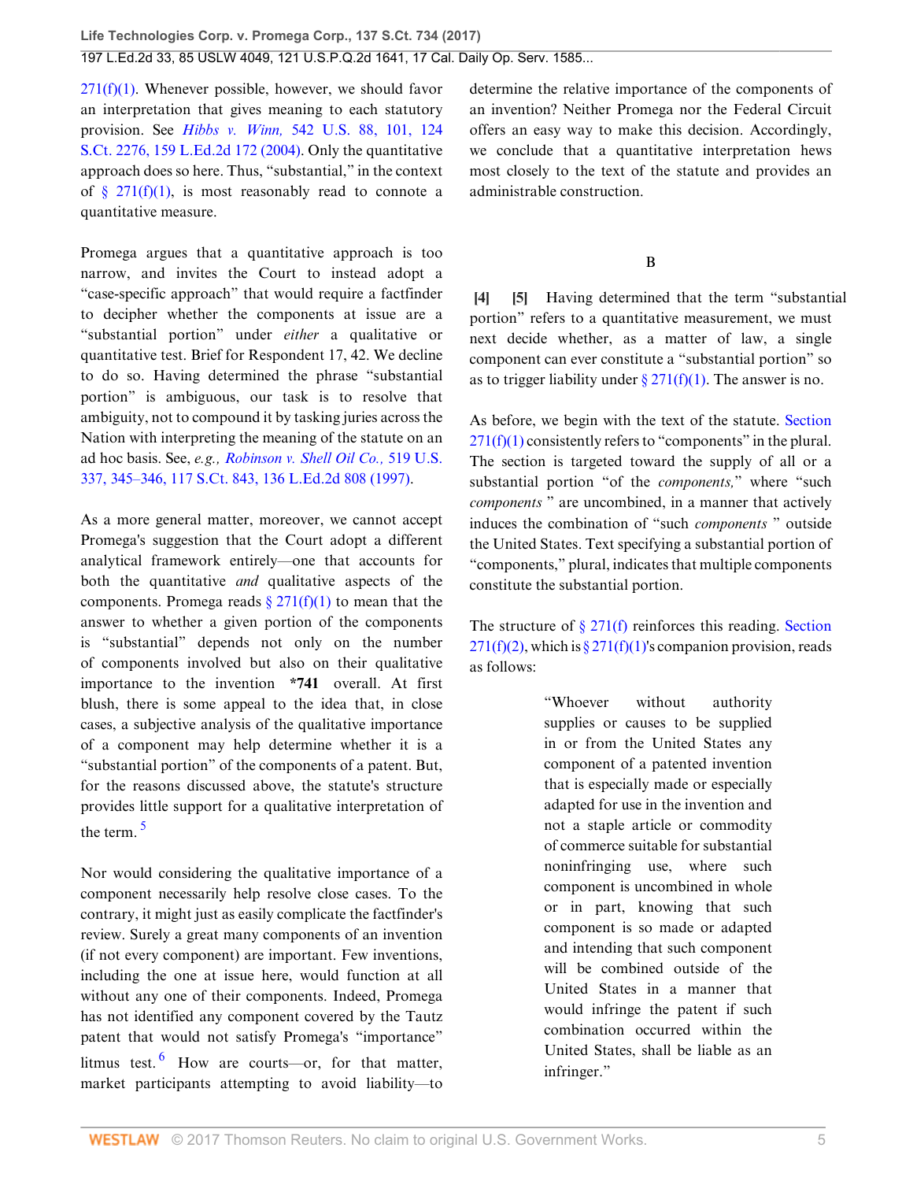271(f)(1). Whenever possible, however, we should favor an interpretation that gives meaning to each statutory provision. See *Hibbs v. Winn,* 542 U.S. 88, 101, 124 S.Ct. 2276, 159 L.Ed.2d 172 (2004). Only the quantitative approach does so here. Thus, "substantial," in the context of § 271(f)(1), is most reasonably read to connote a quantitative measure.

Promega argues that a quantitative approach is too narrow, and invites the Court to instead adopt a "case-specific approach" that would require a factfinder to decipher whether the components at issue are a "substantial portion" under *either* a qualitative or quantitative test. Brief for Respondent 17, 42. We decline to do so. Having determined the phrase "substantial portion" is ambiguous, our task is to resolve that ambiguity, not to compound it by tasking juries across the Nation with interpreting the meaning of the statute on an ad hoc basis. See, *e.g., Robinson v. Shell Oil Co.,* 519 U.S. 337, 345–346, 117 S.Ct. 843, 136 L.Ed.2d 808 (1997).

As a more general matter, moreover, we cannot accept Promega's suggestion that the Court adopt a different analytical framework entirely—one that accounts for both the quantitative *and* qualitative aspects of the components. Promega reads § 271(f)(1) to mean that the answer to whether a given portion of the components is "substantial" depends not only on the number of components involved but also on their qualitative importance to the invention **\*741** overall. At first blush, there is some appeal to the idea that, in close cases, a subjective analysis of the qualitative importance of a component may help determine whether it is a "substantial portion" of the components of a patent. But, for the reasons discussed above, the statute's structure provides little support for a qualitative interpretation of the term. [5]

Nor would considering the qualitative importance of a component necessarily help resolve close cases. To the contrary, it might just as easily complicate the factfinder's review. Surely a great many components of an invention (if not every component) are important. Few inventions, including the one at issue here, would function at all without any one of their components. Indeed, Promega has not identified any component covered by the Tautz patent that would not satisfy Promega's "importance" litmus test. [6] How are courts—or, for that matter, market participants attempting to avoid liability—to determine the relative importance of the components of an invention? Neither Promega nor the Federal Circuit offers an easy way to make this decision. Accordingly, we conclude that a quantitative interpretation hews most closely to the text of the statute and provides an administrable construction.

## B

**[4] [5]** Having determined that the term "substantial portion" refers to a quantitative measurement, we must next decide whether, as a matter of law, a single component can ever constitute a "substantial portion" so as to trigger liability under § 271(f)(1). The answer is no.

As before, we begin with the text of the statute. Section 271(f)(1) consistently refers to "components" in the plural. The section is targeted toward the supply of all or a substantial portion "of the *components,*" where "such *components* " are uncombined, in a manner that actively induces the combination of "such *components* " outside the United States. Text specifying a substantial portion of "components," plural, indicates that multiple components constitute the substantial portion.

The structure of § 271(f) reinforces this reading. Section 271(f)(2), which is § 271(f)(1)'s companion provision, reads as follows:

> "Whoever without authority supplies or causes to be supplied in or from the United States any component of a patented invention that is especially made or especially adapted for use in the invention and not a staple article or commodity of commerce suitable for substantial noninfringing use, where such component is uncombined in whole or in part, knowing that such component is so made or adapted and intending that such component will be combined outside of the United States in a manner that would infringe the patent if such combination occurred within the United States, shall be liable as an infringer."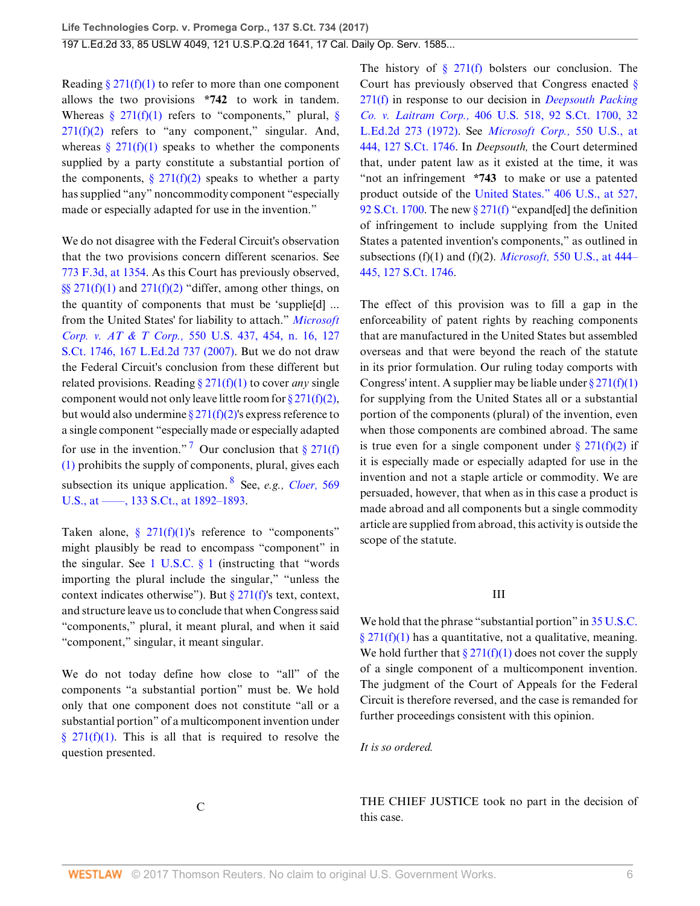Reading § 271(f)(1) to refer to more than one component allows the two provisions *742 to work in tandem. Whereas § 271(f)(1) refers to "components," plural, § 271(f)(2) refers to "any component," singular. And, whereas § 271(f)(1) speaks to whether the components supplied by a party constitute a substantial portion of the components, § 271(f)(2) speaks to whether a party has supplied "any" noncommodity component "especially made or especially adapted for use in the invention."

We do not disagree with the Federal Circuit's observation that the two provisions concern different scenarios. See 773 F.3d, at 1354. As this Court has previously observed, §§ 271(f)(1) and 271(f)(2) "differ, among other things, on the quantity of components that must be 'supplie[d] ... from the United States' for liability to attach." *Microsoft Corp. v. AT & T Corp.,* 550 U.S. 437, 454, n. 16, 127 S.Ct. 1746, 167 L.Ed.2d 737 (2007). But we do not draw the Federal Circuit's conclusion from these different but related provisions. Reading § 271(f)(1) to cover *any* single component would not only leave little room for § 271(f)(2), but would also undermine § 271(f)(2)'s express reference to a single component "especially made or especially adapted for use in the invention."[7] Our conclusion that § 271(f)(1) prohibits the supply of components, plural, gives each subsection its unique application.[8] See, *e.g., Cloer,* 569 U.S., at ——, 133 S.Ct., at 1892–1893.

Taken alone, § 271(f)(1)'s reference to "components" might plausibly be read to encompass "component" in the singular. See 1 U.S.C. § 1 (instructing that "words importing the plural include the singular," "unless the context indicates otherwise"). But § 271(f)'s text, context, and structure leave us to conclude that when Congress said "components," plural, it meant plural, and when it said "component," singular, it meant singular.

We do not today define how close to "all" of the components "a substantial portion" must be. We hold only that one component does not constitute "all or a substantial portion" of a multicomponent invention under § 271(f)(1). This is all that is required to resolve the question presented.

C

The history of § 271(f) bolsters our conclusion. The Court has previously observed that Congress enacted § 271(f) in response to our decision in *Deepsouth Packing Co. v. Laitram Corp.,* 406 U.S. 518, 92 S.Ct. 1700, 32 L.Ed.2d 273 (1972). See *Microsoft Corp.,* 550 U.S., at 444, 127 S.Ct. 1746. In *Deepsouth,* the Court determined that, under patent law as it existed at the time, it was "not an infringement *743 to make or use a patented product outside of the United States." 406 U.S., at 527, 92 S.Ct. 1700. The new § 271(f) "expand[ed] the definition of infringement to include supplying from the United States a patented invention's components," as outlined in subsections (f)(1) and (f)(2). *Microsoft,* 550 U.S., at 444–445, 127 S.Ct. 1746.

The effect of this provision was to fill a gap in the enforceability of patent rights by reaching components that are manufactured in the United States but assembled overseas and that were beyond the reach of the statute in its prior formulation. Our ruling today comports with Congress' intent. A supplier may be liable under § 271(f)(1) for supplying from the United States all or a substantial portion of the components (plural) of the invention, even when those components are combined abroad. The same is true even for a single component under § 271(f)(2) if it is especially made or especially adapted for use in the invention and not a staple article or commodity. We are persuaded, however, that when as in this case a product is made abroad and all components but a single commodity article are supplied from abroad, this activity is outside the scope of the statute.

III

We hold that the phrase "substantial portion" in 35 U.S.C. § 271(f)(1) has a quantitative, not a qualitative, meaning. We hold further that § 271(f)(1) does not cover the supply of a single component of a multicomponent invention. The judgment of the Court of Appeals for the Federal Circuit is therefore reversed, and the case is remanded for further proceedings consistent with this opinion.

*It is so ordered.*

THE CHIEF JUSTICE took no part in the decision of this case.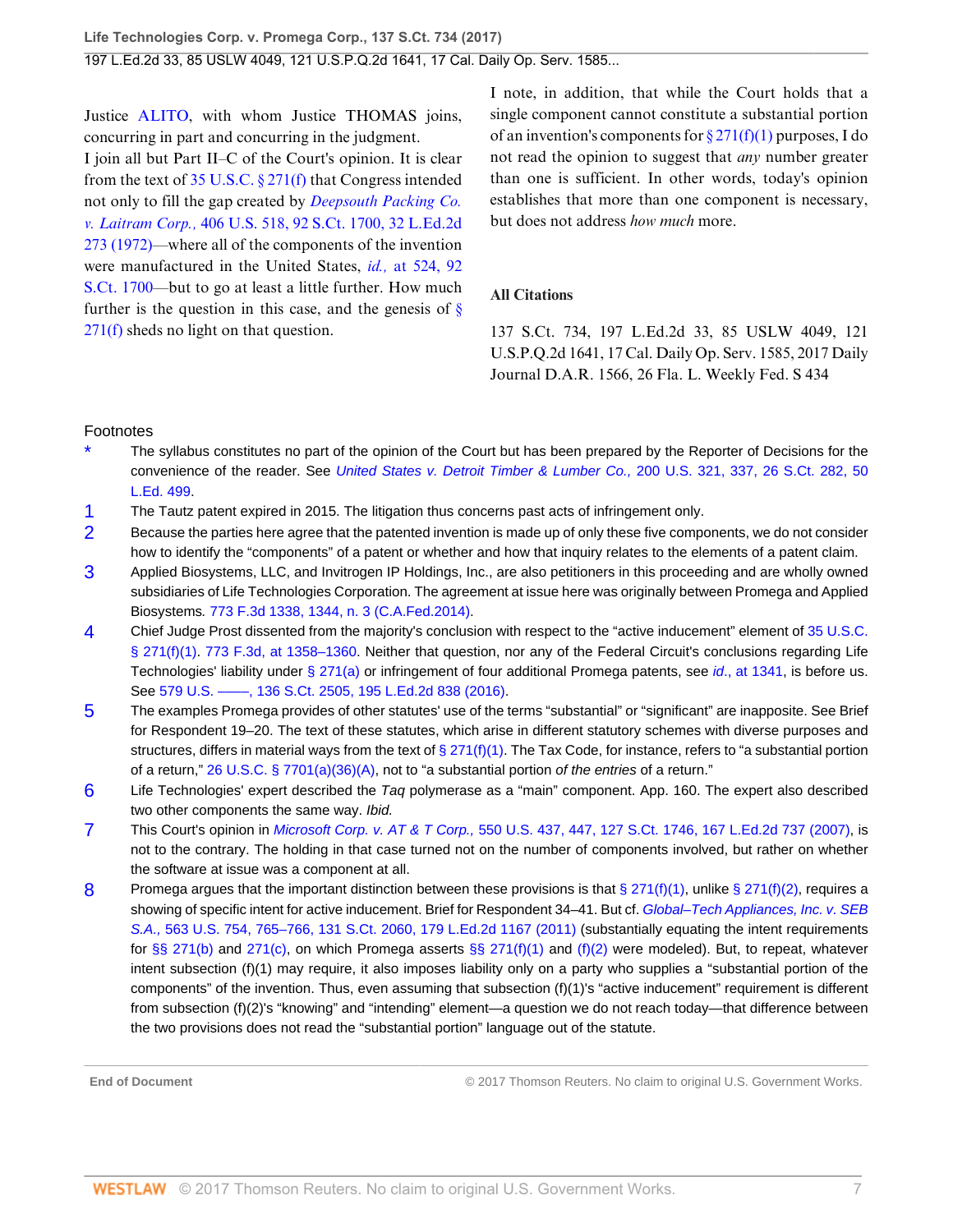Justice ALITO, with whom Justice THOMAS joins, concurring in part and concurring in the judgment.

I join all but Part II–C of the Court's opinion. It is clear from the text of 35 U.S.C. § 271(f) that Congress intended not only to fill the gap created by *Deepsouth Packing Co. v. Laitram Corp.,* 406 U.S. 518, 92 S.Ct. 1700, 32 L.Ed.2d 273 (1972)—where all of the components of the invention were manufactured in the United States, *id.,* at 524, 92 S.Ct. 1700—but to go at least a little further. How much further is the question in this case, and the genesis of § 271(f) sheds no light on that question.

I note, in addition, that while the Court holds that a single component cannot constitute a substantial portion of an invention's components for § 271(f)(1) purposes, I do not read the opinion to suggest that *any* number greater than one is sufficient. In other words, today's opinion establishes that more than one component is necessary, but does not address *how much* more.

### All Citations

137 S.Ct. 734, 197 L.Ed.2d 33, 85 USLW 4049, 121 U.S.P.Q.2d 1641, 17 Cal. Daily Op. Serv. 1585, 2017 Daily Journal D.A.R. 1566, 26 Fla. L. Weekly Fed. S 434

### Footnotes

\* The syllabus constitutes no part of the opinion of the Court but has been prepared by the Reporter of Decisions for the convenience of the reader. See *United States v. Detroit Timber & Lumber Co.,* 200 U.S. 321, 337, 26 S.Ct. 282, 50 L.Ed. 499.

1 The Tautz patent expired in 2015. The litigation thus concerns past acts of infringement only.

2 Because the parties here agree that the patented invention is made up of only these five components, we do not consider how to identify the "components" of a patent or whether and how that inquiry relates to the elements of a patent claim.

3 Applied Biosystems, LLC, and Invitrogen IP Holdings, Inc., are also petitioners in this proceeding and are wholly owned subsidiaries of Life Technologies Corporation. The agreement at issue here was originally between Promega and Applied Biosystems*.* 773 F.3d 1338, 1344, n. 3 (C.A.Fed.2014).

4 Chief Judge Prost dissented from the majority's conclusion with respect to the "active inducement" element of 35 U.S.C. § 271(f)(1). 773 F.3d, at 1358–1360. Neither that question, nor any of the Federal Circuit's conclusions regarding Life Technologies' liability under § 271(a) or infringement of four additional Promega patents, see *id*., at 1341, is before us. See 579 U.S. ––––, 136 S.Ct. 2505, 195 L.Ed.2d 838 (2016).

5 The examples Promega provides of other statutes' use of the terms "substantial" or "significant" are inapposite. See Brief for Respondent 19–20. The text of these statutes, which arise in different statutory schemes with diverse purposes and structures, differs in material ways from the text of § 271(f)(1). The Tax Code, for instance, refers to "a substantial portion of a return," 26 U.S.C. § 7701(a)(36)(A), not to "a substantial portion *of the entries* of a return."

6 Life Technologies' expert described the *Taq* polymerase as a "main" component. App. 160. The expert also described two other components the same way. *Ibid.*

7 This Court's opinion in *Microsoft Corp. v. AT & T Corp.,* 550 U.S. 437, 447, 127 S.Ct. 1746, 167 L.Ed.2d 737 (2007), is not to the contrary. The holding in that case turned not on the number of components involved, but rather on whether the software at issue was a component at all.

8 Promega argues that the important distinction between these provisions is that § 271(f)(1), unlike § 271(f)(2), requires a showing of specific intent for active inducement. Brief for Respondent 34–41. But cf. *Global–Tech Appliances, Inc. v. SEB S.A.,* 563 U.S. 754, 765–766, 131 S.Ct. 2060, 179 L.Ed.2d 1167 (2011) (substantially equating the intent requirements for §§ 271(b) and 271(c), on which Promega asserts §§ 271(f)(1) and (f)(2) were modeled). But, to repeat, whatever intent subsection (f)(1) may require, it also imposes liability only on a party who supplies a "substantial portion of the components" of the invention. Thus, even assuming that subsection (f)(1)'s "active inducement" requirement is different from subsection (f)(2)'s "knowing" and "intending" element—a question we do not reach today—that difference between the two provisions does not read the "substantial portion" language out of the statute.

**End of Document** © 2017 Thomson Reuters. No claim to original U.S. Government Works.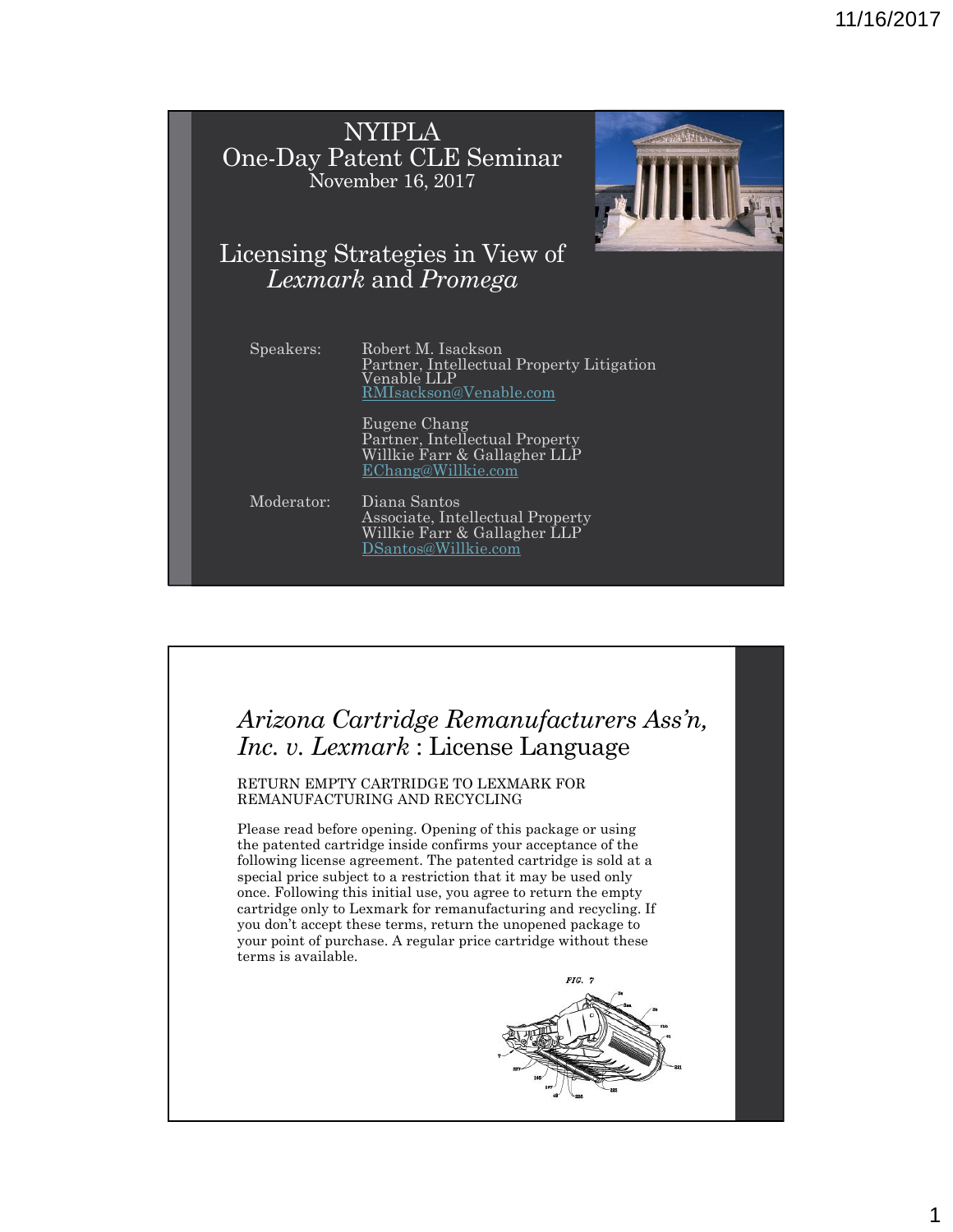# NYIPLA
## One-Day Patent CLE Seminar
November 16, 2017

## Licensing Strategies in View of *Lexmark* and *Promega*

Speakers: Robert M. Isackson
Partner, Intellectual Property Litigation
Venable LLP
RMIsackson@Venable.com

Eugene Chang
Partner, Intellectual Property
Willkie Farr & Gallagher LLP
EChang@Willkie.com

Moderator: Diana Santos
Associate, Intellectual Property
Willkie Farr & Gallagher LLP
DSantos@Willkie.com

---

## *Arizona Cartridge Remanufacturers Ass'n, Inc. v. Lexmark* : License Language

RETURN EMPTY CARTRIDGE TO LEXMARK FOR REMANUFACTURING AND RECYCLING

Please read before opening. Opening of this package or using the patented cartridge inside confirms your acceptance of the following license agreement. The patented cartridge is sold at a special price subject to a restriction that it may be used only once. Following this initial use, you agree to return the empty cartridge only to Lexmark for remanufacturing and recycling. If you don't accept these terms, return the unopened package to your point of purchase. A regular price cartridge without these terms is available.

FIG. 7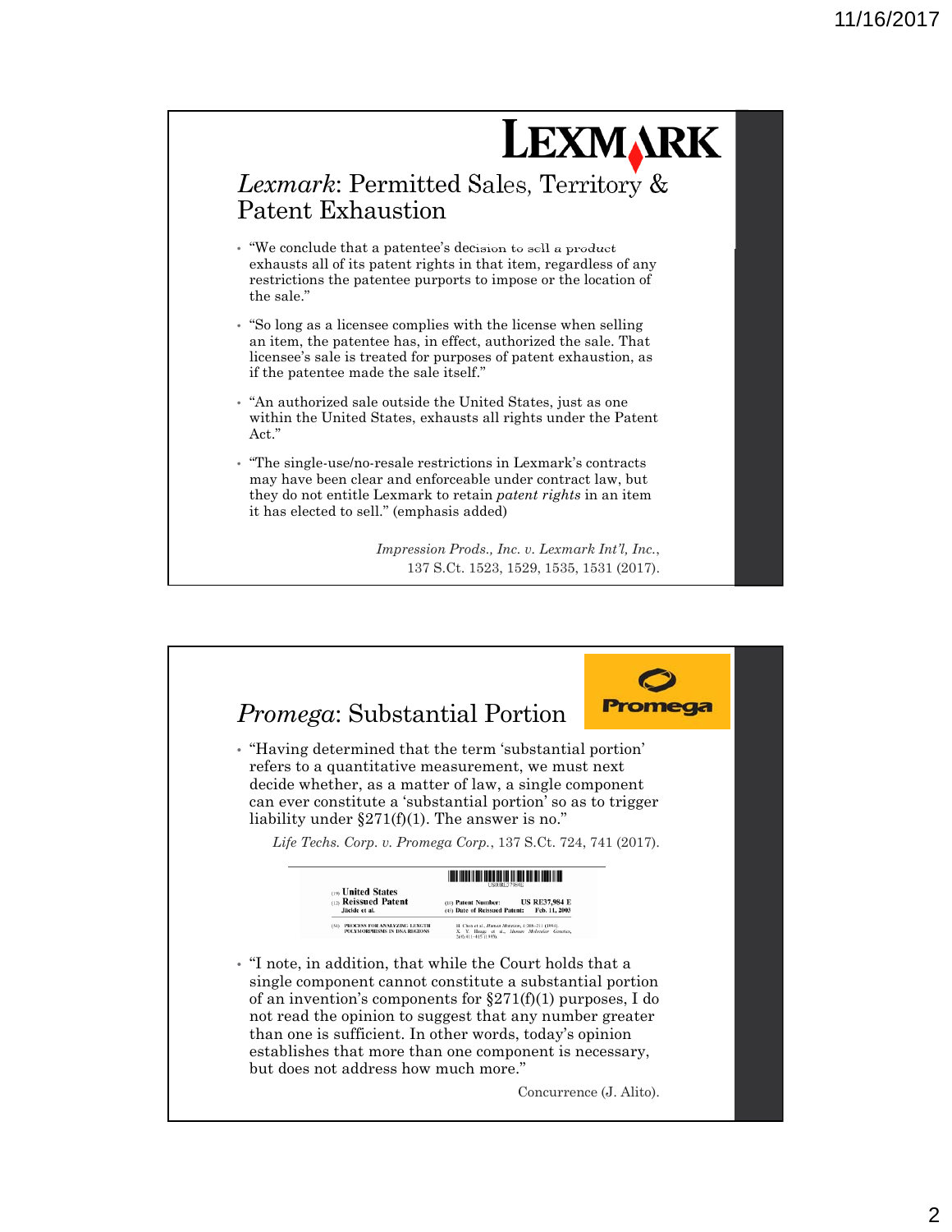## *Lexmark*: Permitted Sales, Territory & Patent Exhaustion

- "We conclude that a patentee's decision to sell a product exhausts all of its patent rights in that item, regardless of any restrictions the patentee purports to impose or the location of the sale."
- "So long as a licensee complies with the license when selling an item, the patentee has, in effect, authorized the sale. That licensee's sale is treated for purposes of patent exhaustion, as if the patentee made the sale itself."
- "An authorized sale outside the United States, just as one within the United States, exhausts all rights under the Patent Act."
- "The single-use/no-resale restrictions in Lexmark's contracts may have been clear and enforceable under contract law, but they do not entitle Lexmark to retain *patent rights* in an item it has elected to sell." (emphasis added)

*Impression Prods., Inc. v. Lexmark Int'l, Inc.*, 137 S.Ct. 1523, 1529, 1535, 1531 (2017).

## *Promega*: Substantial Portion

- "Having determined that the term 'substantial portion' refers to a quantitative measurement, we must next decide whether, as a matter of law, a single component can ever constitute a 'substantial portion' so as to trigger liability under §271(f)(1). The answer is no."

*Life Techs. Corp. v. Promega Corp.*, 137 S.Ct. 724, 741 (2017).

- "I note, in addition, that while the Court holds that a single component cannot constitute a substantial portion of an invention's components for §271(f)(1) purposes, I do not read the opinion to suggest that any number greater than one is sufficient. In other words, today's opinion establishes that more than one component is necessary, but does not address how much more."

Concurrence (J. Alito).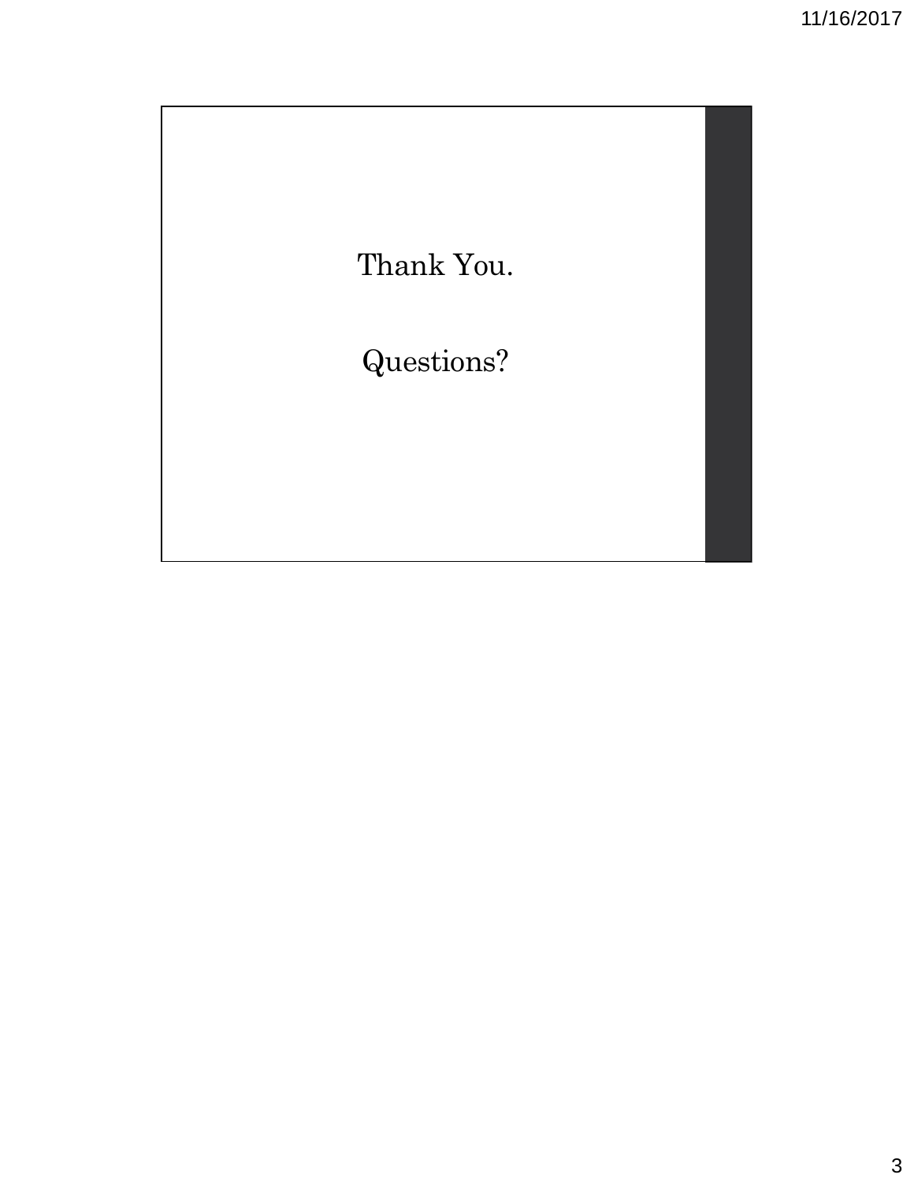Thank You.

Questions?